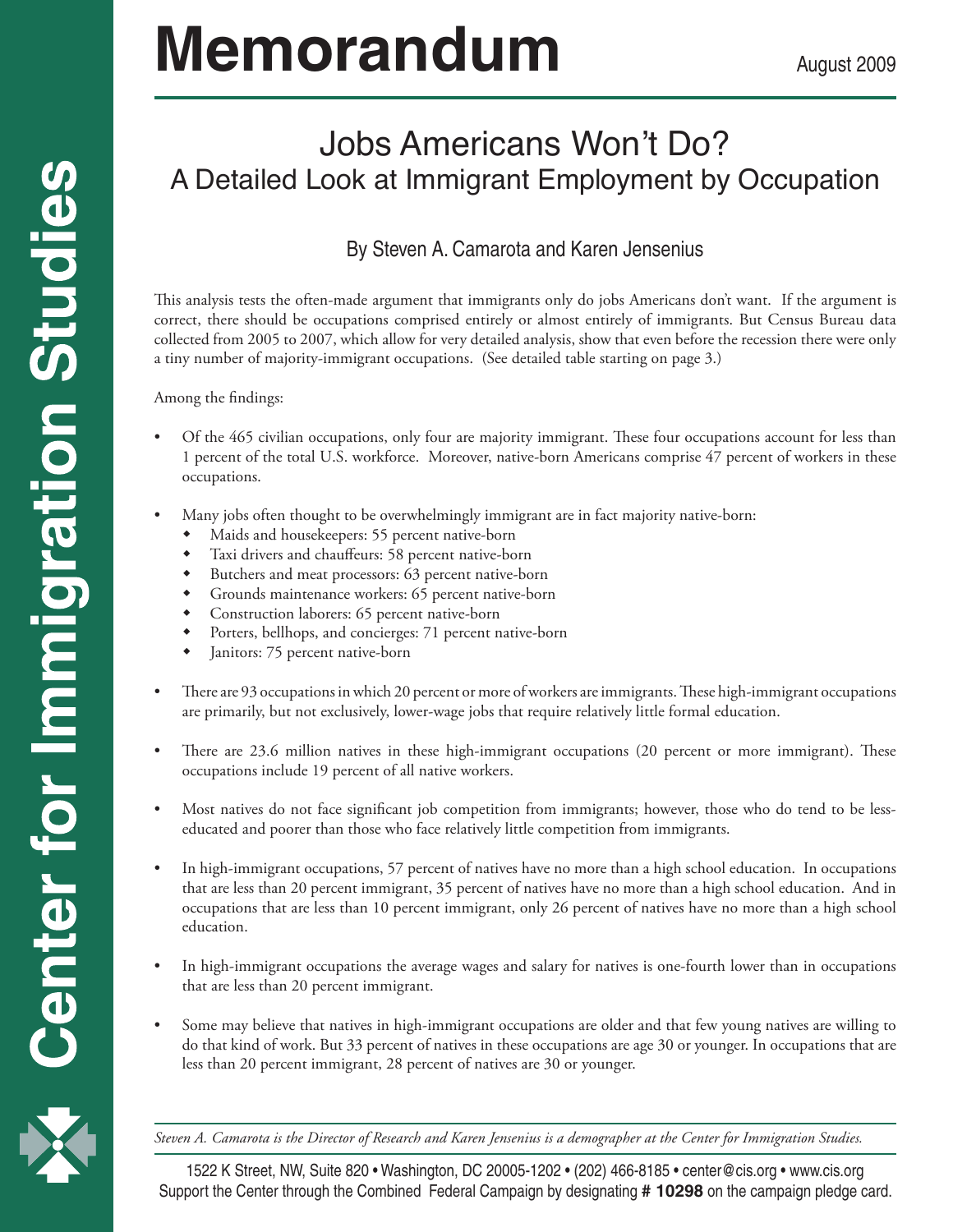# Memorandum

August 2009

## Jobs Americans Won't Do?
## A Detailed Look at Immigrant Employment by Occupation

By Steven A. Camarota and Karen Jensenius

This analysis tests the often-made argument that immigrants only do jobs Americans don't want. If the argument is correct, there should be occupations comprised entirely or almost entirely of immigrants. But Census Bureau data collected from 2005 to 2007, which allow for very detailed analysis, show that even before the recession there were only a tiny number of majority-immigrant occupations. (See detailed table starting on page 3.)

Among the findings:

- Of the 465 civilian occupations, only four are majority immigrant. These four occupations account for less than 1 percent of the total U.S. workforce. Moreover, native-born Americans comprise 47 percent of workers in these occupations.
- Many jobs often thought to be overwhelmingly immigrant are in fact majority native-born:
  - Maids and housekeepers: 55 percent native-born
  - Taxi drivers and chauffeurs: 58 percent native-born
  - Butchers and meat processors: 63 percent native-born
  - Grounds maintenance workers: 65 percent native-born
  - Construction laborers: 65 percent native-born
  - Porters, bellhops, and concierges: 71 percent native-born
  - Janitors: 75 percent native-born
- There are 93 occupations in which 20 percent or more of workers are immigrants. These high-immigrant occupations are primarily, but not exclusively, lower-wage jobs that require relatively little formal education.
- There are 23.6 million natives in these high-immigrant occupations (20 percent or more immigrant). These occupations include 19 percent of all native workers.
- Most natives do not face significant job competition from immigrants; however, those who do tend to be less-educated and poorer than those who face relatively little competition from immigrants.
- In high-immigrant occupations, 57 percent of natives have no more than a high school education. In occupations that are less than 20 percent immigrant, 35 percent of natives have no more than a high school education. And in occupations that are less than 10 percent immigrant, only 26 percent of natives have no more than a high school education.
- In high-immigrant occupations the average wages and salary for natives is one-fourth lower than in occupations that are less than 20 percent immigrant.
- Some may believe that natives in high-immigrant occupations are older and that few young natives are willing to do that kind of work. But 33 percent of natives in these occupations are age 30 or younger. In occupations that are less than 20 percent immigrant, 28 percent of natives are 30 or younger.

*Steven A. Camarota is the Director of Research and Karen Jensenius is a demographer at the Center for Immigration Studies.*

1522 K Street, NW, Suite 820 • Washington, DC 20005-1202 • (202) 466-8185 • center@cis.org • www.cis.org
Support the Center through the Combined Federal Campaign by designating **# 10298** on the campaign pledge card.

Center for Immigration Studies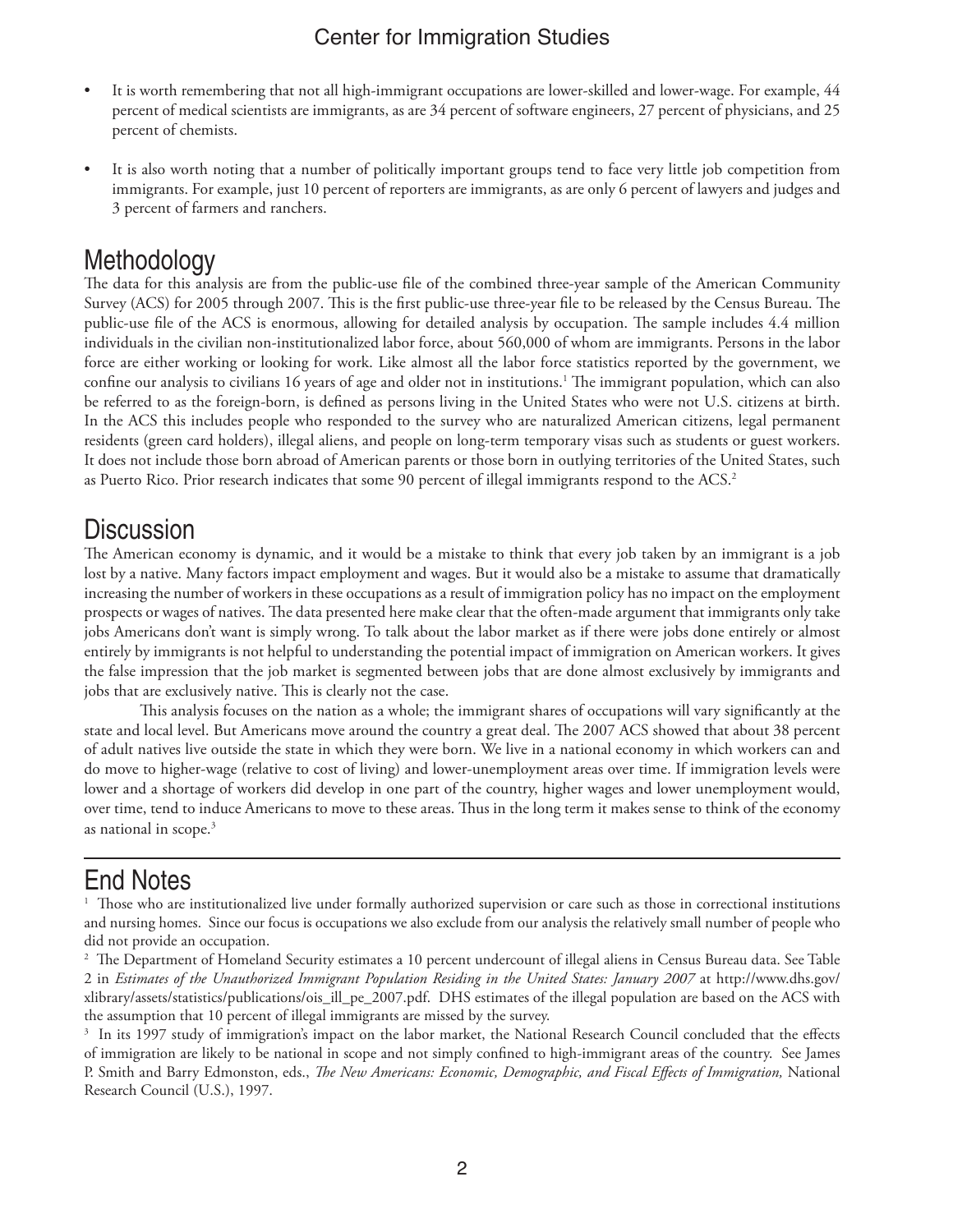- It is worth remembering that not all high-immigrant occupations are lower-skilled and lower-wage. For example, 44 percent of medical scientists are immigrants, as are 34 percent of software engineers, 27 percent of physicians, and 25 percent of chemists.

- It is also worth noting that a number of politically important groups tend to face very little job competition from immigrants. For example, just 10 percent of reporters are immigrants, as are only 6 percent of lawyers and judges and 3 percent of farmers and ranchers.

## Methodology

The data for this analysis are from the public-use file of the combined three-year sample of the American Community Survey (ACS) for 2005 through 2007. This is the first public-use three-year file to be released by the Census Bureau. The public-use file of the ACS is enormous, allowing for detailed analysis by occupation. The sample includes 4.4 million individuals in the civilian non-institutionalized labor force, about 560,000 of whom are immigrants. Persons in the labor force are either working or looking for work. Like almost all the labor force statistics reported by the government, we confine our analysis to civilians 16 years of age and older not in institutions.[1] The immigrant population, which can also be referred to as the foreign-born, is defined as persons living in the United States who were not U.S. citizens at birth. In the ACS this includes people who responded to the survey who are naturalized American citizens, legal permanent residents (green card holders), illegal aliens, and people on long-term temporary visas such as students or guest workers. It does not include those born abroad of American parents or those born in outlying territories of the United States, such as Puerto Rico. Prior research indicates that some 90 percent of illegal immigrants respond to the ACS.[2]

## Discussion

The American economy is dynamic, and it would be a mistake to think that every job taken by an immigrant is a job lost by a native. Many factors impact employment and wages. But it would also be a mistake to assume that dramatically increasing the number of workers in these occupations as a result of immigration policy has no impact on the employment prospects or wages of natives. The data presented here make clear that the often-made argument that immigrants only take jobs Americans don't want is simply wrong. To talk about the labor market as if there were jobs done entirely or almost entirely by immigrants is not helpful to understanding the potential impact of immigration on American workers. It gives the false impression that the job market is segmented between jobs that are done almost exclusively by immigrants and jobs that are exclusively native. This is clearly not the case.

This analysis focuses on the nation as a whole; the immigrant shares of occupations will vary significantly at the state and local level. But Americans move around the country a great deal. The 2007 ACS showed that about 38 percent of adult natives live outside the state in which they were born. We live in a national economy in which workers can and do move to higher-wage (relative to cost of living) and lower-unemployment areas over time. If immigration levels were lower and a shortage of workers did develop in one part of the country, higher wages and lower unemployment would, over time, tend to induce Americans to move to these areas. Thus in the long term it makes sense to think of the economy as national in scope.[3]

## End Notes

[1] Those who are institutionalized live under formally authorized supervision or care such as those in correctional institutions and nursing homes. Since our focus is occupations we also exclude from our analysis the relatively small number of people who did not provide an occupation.

[2] The Department of Homeland Security estimates a 10 percent undercount of illegal aliens in Census Bureau data. See Table 2 in *Estimates of the Unauthorized Immigrant Population Residing in the United States: January 2007* at http://www.dhs.gov/xlibrary/assets/statistics/publications/ois_ill_pe_2007.pdf. DHS estimates of the illegal population are based on the ACS with the assumption that 10 percent of illegal immigrants are missed by the survey.

[3] In its 1997 study of immigration's impact on the labor market, the National Research Council concluded that the effects of immigration are likely to be national in scope and not simply confined to high-immigrant areas of the country. See James P. Smith and Barry Edmonston, eds., *The New Americans: Economic, Demographic, and Fiscal Effects of Immigration,* National Research Council (U.S.), 1997.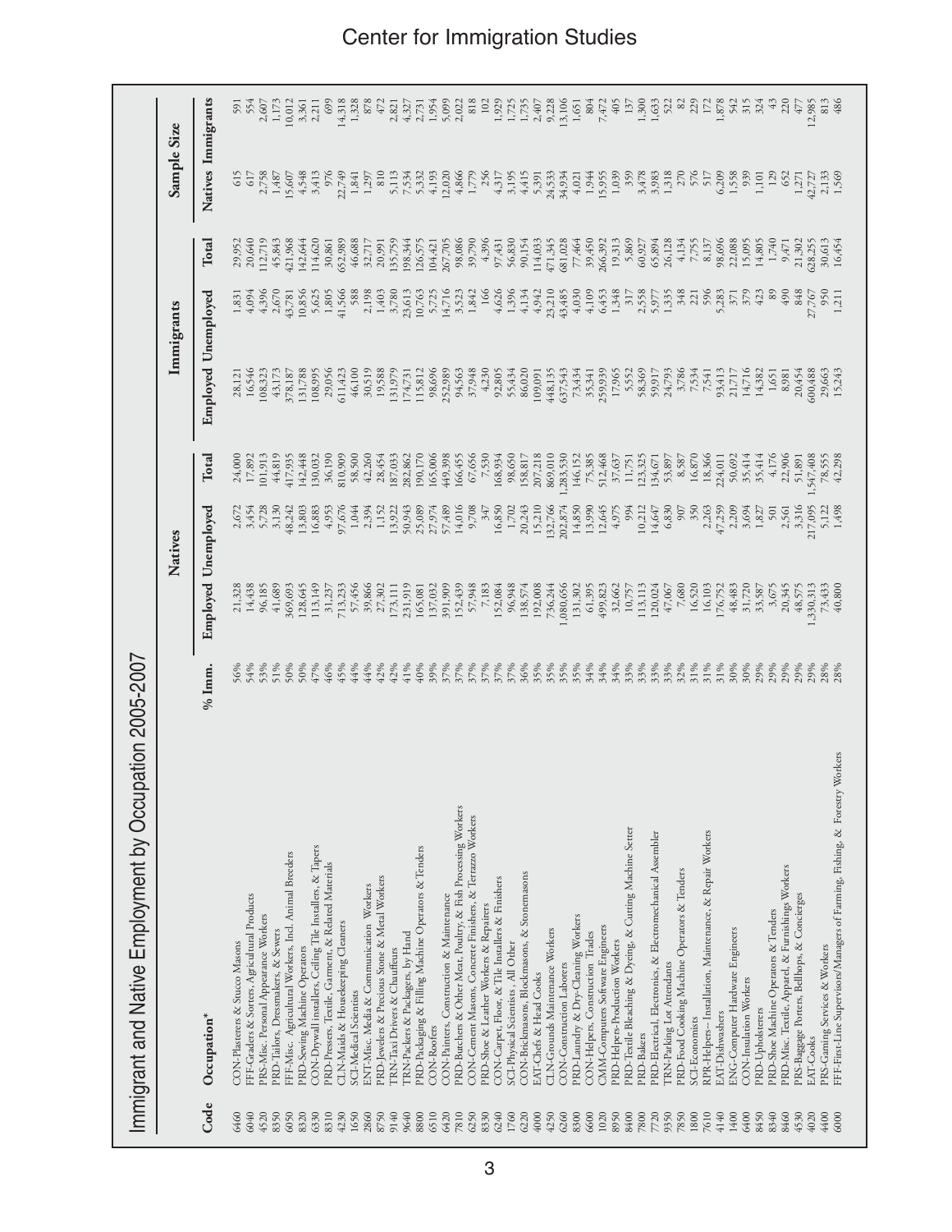# Immigrant and Native Employment by Occupation 2005-2007

| Code | Occupation* | % Imm. | Natives | | | Immigrants | | | Sample Size | |
|---|---|---|---|---|---|---|---|---|---|---|
| | | | Employed | Unemployed | Total | Employed | Unemployed | Total | Natives | Immigrants |
| 6460 | CON-Plasterers & Stucco Masons | 56% | 21,328 | 2,672 | 24,000 | 28,121 | 1,831 | 29,952 | 615 | 591 |
| 6040 | FFF-Graders & Sorters, Agricultural Products | 54% | 14,438 | 3,454 | 17,892 | 16,546 | 4,094 | 20,640 | 617 | 554 |
| 4520 | PRS-Misc. Personal Appearance Workers | 53% | 96,185 | 5,728 | 101,913 | 108,323 | 4,396 | 112,719 | 2,758 | 2,607 |
| 8350 | PRD-Tailors, Dressmakers, & Sewers | 51% | 41,689 | 3,130 | 44,819 | 43,173 | 2,670 | 45,843 | 1,487 | 1,173 |
| 6050 | FFF-Misc. Agricultural Workers, Incl. Animal Breeders | 50% | 369,693 | 48,242 | 417,935 | 378,187 | 43,781 | 421,968 | 15,607 | 10,012 |
| 8320 | PRD-Sewing Machine Operators | 50% | 128,645 | 13,803 | 142,448 | 131,788 | 10,856 | 142,644 | 4,548 | 3,361 |
| 6330 | CON-Drywall installers, Ceiling Tile Installers, & Tapers | 47% | 113,149 | 16,883 | 130,032 | 108,995 | 5,625 | 114,620 | 3,413 | 2,211 |
| 8310 | PRD-Pressers, Textile, Garment, & Related Materials | 46% | 31,237 | 4,953 | 36,190 | 29,056 | 1,805 | 30,861 | 976 | 699 |
| 4230 | CLN-Maids & Housekeeping Cleaners | 45% | 713,233 | 97,676 | 810,909 | 611,423 | 41,566 | 652,989 | 22,749 | 14,318 |
| 1650 | SCI-Medical Scientists | 44% | 57,456 | 1,044 | 58,500 | 46,100 | 588 | 46,688 | 1,841 | 1,328 |
| 2860 | ENT-Misc. Media & Communication Workers | 44% | 39,866 | 2,394 | 42,260 | 30,519 | 2,198 | 32,717 | 1,297 | 878 |
| 8750 | PRD-Jewelers & Precious Stone & Metal Workers | 42% | 27,302 | 1,152 | 28,454 | 19,588 | 1,403 | 20,991 | 810 | 472 |
| 9140 | TRN-Taxi Drivers & Chauffeurs | 42% | 173,111 | 13,922 | 187,033 | 131,979 | 3,780 | 135,759 | 5,113 | 2,821 |
| 9640 | TRN-Packers & Packagers, by Hand | 41% | 231,919 | 50,943 | 282,862 | 174,731 | 23,613 | 198,344 | 7,534 | 4,327 |
| 8800 | PRD-Packaging & Filling Machine Operators & Tenders | 40% | 165,081 | 25,089 | 190,170 | 115,812 | 10,763 | 126,575 | 5,332 | 2,731 |
| 6510 | CON-Roofers | 39% | 137,032 | 27,974 | 165,006 | 98,696 | 5,725 | 104,421 | 4,193 | 1,954 |
| 6420 | CON-Painters, Construction & Maintenance | 37% | 391,909 | 57,489 | 449,398 | 252,989 | 14,716 | 267,705 | 12,020 | 5,099 |
| 7810 | PRD-Butchers & Other Meat, Poultry, & Fish Processing Workers | 37% | 152,439 | 14,016 | 166,455 | 94,563 | 3,523 | 98,086 | 4,866 | 2,022 |
| 6250 | CON-Cement Masons, Concrete Finishers, & Terrazzo Workers | 37% | 57,948 | 9,708 | 67,656 | 37,948 | 1,842 | 39,790 | 1,779 | 818 |
| 8330 | PRD-Shoe & Leather Workers & Repairers | 37% | 7,183 | 347 | 7,530 | 4,230 | 166 | 4,396 | 256 | 102 |
| 6240 | CON-Carpet, Floor, & Tile Installers & Finishers | 37% | 152,084 | 16,850 | 168,934 | 92,805 | 4,626 | 97,431 | 4,317 | 1,929 |
| 1760 | SCI-Physical Scientists , All Other | 37% | 96,948 | 1,702 | 98,650 | 55,434 | 1,396 | 56,830 | 3,195 | 1,725 |
| 6220 | CON-Brickmasons, Blockmasons, & Stonemasons | 36% | 138,574 | 20,243 | 158,817 | 86,020 | 4,134 | 90,154 | 4,415 | 1,735 |
| 4000 | EAT-Chefs & Head Cooks | 35% | 192,008 | 15,210 | 207,218 | 109,091 | 4,942 | 114,033 | 5,391 | 2,407 |
| 4250 | CLN-Grounds Maintenance Workers | 35% | 736,244 | 132,766 | 869,010 | 448,135 | 23,210 | 471,345 | 24,533 | 9,228 |
| 6260 | CON-Construction Laborers | 35% | 1,080,656 | 202,874 | 1,283,530 | 637,543 | 43,485 | 681,028 | 34,934 | 13,106 |
| 8300 | PRD-Laundry & Dry-Cleaning Workers | 35% | 131,302 | 14,850 | 146,152 | 73,434 | 4,030 | 77,464 | 4,021 | 1,651 |
| 6600 | CON-Helpers, Construction Trades | 34% | 61,395 | 13,990 | 75,385 | 35,341 | 4,109 | 39,450 | 1,944 | 804 |
| 1020 | CMM-Computers Software Engineers | 34% | 499,823 | 12,645 | 512,468 | 259,939 | 6,453 | 266,392 | 15,955 | 7,472 |
| 8950 | PRD-Helpers-Production Workers | 34% | 32,662 | 4,975 | 37,637 | 17,965 | 1,348 | 19,313 | 1,039 | 405 |
| 8400 | PRD-Textile Bleaching & Dyeing, & Cutting Machine Setter | 33% | 10,757 | 994 | 11,751 | 5,552 | 317 | 5,869 | 359 | 137 |
| 7800 | PRD-Bakers | 33% | 113,113 | 10,212 | 123,325 | 58,369 | 2,558 | 60,927 | 3,478 | 1,300 |
| 7720 | PRD-Electrical, Electronics, & Electromechanical Assembler | 33% | 120,024 | 14,647 | 134,671 | 59,917 | 5,977 | 65,894 | 3,983 | 1,633 |
| 9350 | TRN-Parking Lot Attendants | 33% | 47,067 | 6,830 | 53,897 | 24,793 | 1,335 | 26,128 | 1,318 | 522 |
| 7850 | PRD-Food Cooking Machine Operators & Tenders | 32% | 7,680 | 907 | 8,587 | 3,786 | 348 | 4,134 | 270 | 82 |
| 1800 | SCI-Economists | 31% | 16,520 | 350 | 16,870 | 7,534 | 221 | 7,755 | 576 | 229 |
| 7610 | RPR-Helpers-- Installation, Maintenance, & Repair Workers | 31% | 16,103 | 2,263 | 18,366 | 7,541 | 596 | 8,137 | 517 | 172 |
| 4140 | EAT-Dishwashers | 31% | 176,752 | 47,259 | 224,011 | 93,413 | 5,283 | 98,696 | 6,209 | 1,878 |
| 1400 | ENG-Computer Hardware Engineers | 30% | 48,483 | 2,209 | 50,692 | 21,717 | 371 | 22,088 | 1,558 | 542 |
| 6400 | CON-Insulation Workers | 30% | 31,720 | 3,694 | 35,414 | 14,716 | 379 | 15,095 | 939 | 315 |
| 8450 | PRD-Upholsterers | 29% | 33,587 | 1,827 | 35,414 | 14,382 | 423 | 14,805 | 1,101 | 324 |
| 8340 | PRD-Shoe Machine Operators & Tenders | 29% | 3,675 | 501 | 4,176 | 1,651 | 89 | 1,740 | 129 | 43 |
| 8460 | PRD-Misc. Textile, Apparel, & Furnishings Workers | 29% | 20,345 | 2,561 | 22,906 | 8,981 | 490 | 9,471 | 652 | 220 |
| 4530 | PRS-Baggage Porters, Bellhops, & Concierges | 29% | 48,575 | 3,316 | 51,891 | 20,454 | 848 | 21,302 | 1,271 | 477 |
| 4020 | EAT-Cooks | 29% | 1,330,313 | 217,095 | 1,547,408 | 600,488 | 27,767 | 628,255 | 42,727 | 12,985 |
| 4400 | PRS-Gaming Services & Workers | 28% | 73,433 | 5,122 | 78,555 | 29,663 | 950 | 30,613 | 2,133 | 813 |
| 6000 | FFF-First-Line Supervisors/Managers of Farming, Fishing, & Forestry Workers | 28% | 40,800 | 1,498 | 42,298 | 15,243 | 1,211 | 16,454 | 1,569 | 486 |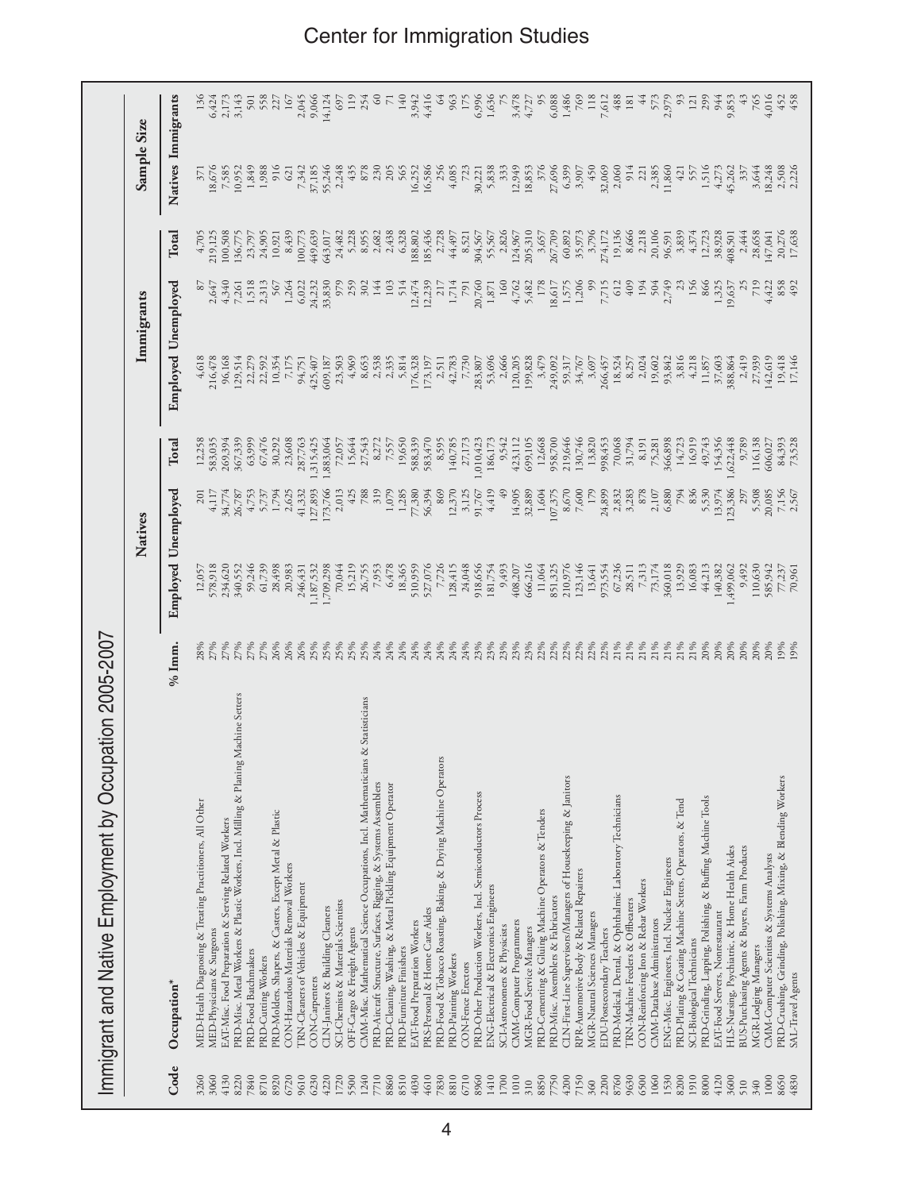# Immigrant and Native Employment by Occupation 2005-2007

| Code | Occupation* | % Imm. | Natives | | | Immigrants | | | Sample Size | |
|---|---|---|---|---|---|---|---|---|---|---|
| | | | Employed | Unemployed | Total | Employed | Unemployed | Total | Natives | Immigrants |
| 3260 | MED-Health Diagnosing & Treating Practitioners, All Other | 28% | 12,057 | 201 | 12,258 | 4,618 | 87 | 4,705 | 371 | 136 |
| 3060 | MED-Physicians & Surgeons | 27% | 578,918 | 4,117 | 583,035 | 216,478 | 2,647 | 219,125 | 18,676 | 6,424 |
| 4130 | EAT-Misc. Food Preparation & Serving Related Workers | 27% | 234,620 | 34,774 | 269,394 | 96,168 | 4,340 | 100,508 | 7,585 | 2,173 |
| 8220 | PRD-Misc. Metal Workers & Plastic Workers, Incl. Milling & Planing Machine Setters | 27% | 340,552 | 26,787 | 367,339 | 129,514 | 7,261 | 136,775 | 10,952 | 3,143 |
| 7840 | PRD-Food Batchmakers | 27% | 59,246 | 4,753 | 63,999 | 22,279 | 1,518 | 23,797 | 1,849 | 501 |
| 8710 | PRD-Cutting Workers | 27% | 61,739 | 5,737 | 67,476 | 22,592 | 2,313 | 24,905 | 1,988 | 558 |
| 8920 | PRD-Molders, Shapers, & Casters, Except Metal & Plastic | 26% | 28,498 | 1,794 | 30,292 | 10,354 | 567 | 10,921 | 916 | 227 |
| 6720 | CON-Hazardous Materials Removal Workers | 26% | 20,983 | 2,625 | 23,608 | 7,175 | 1,264 | 8,439 | 621 | 167 |
| 9610 | TRN-Cleaners of Vehicles & Equipment | 26% | 246,431 | 41,332 | 287,763 | 94,751 | 6,022 | 100,773 | 7,342 | 2,045 |
| 6230 | CON-Carpenters | 25% | 1,187,532 | 127,893 | 1,315,425 | 425,407 | 24,232 | 449,639 | 37,185 | 9,066 |
| 4220 | CLN-Janitors & Building Cleaners | 25% | 1,709,298 | 173,766 | 1,883,064 | 609,187 | 33,830 | 643,017 | 55,246 | 14,124 |
| 1720 | SCI-Chemists & Materials Scientists | 25% | 70,044 | 2,013 | 72,057 | 23,503 | 979 | 24,482 | 2,248 | 697 |
| 5500 | OFF-Cargo & Freight Agents | 25% | 15,219 | 425 | 15,644 | 4,969 | 259 | 5,228 | 435 | 119 |
| 1240 | CMM-Misc. Mathematical Science Occupations, Incl. Mathematicians & Statisticians | 25% | 26,755 | 788 | 27,543 | 8,653 | 302 | 8,955 | 878 | 254 |
| 7710 | PRD-Aircraft Structure, Surfaces, Rigging, & Systems Assemblers | 24% | 7,953 | 319 | 8,272 | 2,538 | 144 | 2,682 | 230 | 60 |
| 8860 | PRD-Cleaning, Washing, & Metal Pickling Equipment Operator | 24% | 6,478 | 1,079 | 7,557 | 2,335 | 103 | 2,438 | 205 | 71 |
| 8510 | PRD-Furniture Finishers | 24% | 18,365 | 1,285 | 19,650 | 5,814 | 514 | 6,328 | 565 | 140 |
| 4030 | EAT-Food Preparation Workers | 24% | 510,959 | 77,380 | 588,339 | 176,328 | 12,474 | 188,802 | 16,252 | 3,942 |
| 4610 | PRS-Personal & Home Care Aides | 24% | 527,076 | 56,394 | 583,470 | 173,197 | 12,239 | 185,436 | 16,586 | 4,416 |
| 7830 | PRD-Food & Tobacco Roasting, Baking, & Drying Machine Operators | 24% | 7,726 | 869 | 8,595 | 2,511 | 217 | 2,728 | 256 | 64 |
| 8810 | PRD-Painting Workers | 24% | 128,415 | 12,370 | 140,785 | 42,783 | 1,714 | 44,497 | 4,085 | 963 |
| 6710 | CON-Fence Erectors | 24% | 24,048 | 3,125 | 27,173 | 7,730 | 791 | 8,521 | 723 | 175 |
| 8960 | PRD-Other Production Workers, Incl. Semiconductors Process | 23% | 918,656 | 91,767 | 1,010,423 | 283,807 | 20,760 | 304,567 | 30,221 | 6,996 |
| 1410 | ENG-Electrical & Electronics Engineers | 23% | 181,754 | 4,419 | 186,173 | 53,696 | 1,871 | 55,567 | 5,838 | 1,636 |
| 1700 | SCI-Astronomers & Physicists | 23% | 9,493 | 49 | 9,542 | 2,666 | 160 | 2,826 | 333 | 75 |
| 1010 | CMM-Computer Programmers | 23% | 408,207 | 14,905 | 423,112 | 120,205 | 4,762 | 124,967 | 12,949 | 3,478 |
| 310 | MGR-Food Service Managers | 23% | 666,216 | 32,889 | 699,105 | 199,828 | 5,482 | 205,310 | 18,853 | 4,727 |
| 8850 | PRD-Cementing & Gluing Machine Operators & Tenders | 22% | 11,064 | 1,604 | 12,668 | 3,479 | 178 | 3,657 | 376 | 95 |
| 7750 | PRD-Misc. Assemblers & Fabricators | 22% | 851,325 | 107,375 | 958,700 | 249,092 | 18,617 | 267,709 | 27,696 | 6,088 |
| 4200 | CLN-First-Line Supervisors/Managers of Housekeeping & Janitors | 22% | 210,976 | 8,670 | 219,646 | 59,317 | 1,575 | 60,892 | 6,399 | 1,486 |
| 7150 | RPR-Automotive Body & Related Repairers | 22% | 123,146 | 7,600 | 130,746 | 34,767 | 1,206 | 35,973 | 3,907 | 769 |
| 360 | MGR-Natural Sciences Managers | 22% | 13,641 | 179 | 13,820 | 3,697 | 99 | 3,796 | 450 | 118 |
| 2200 | EDU-Postsecondary Teachers | 22% | 973,554 | 24,899 | 998,453 | 266,457 | 7,715 | 274,172 | 32,069 | 7,612 |
| 8760 | PRD-Medical, Dental, & Ophthalmic Laboratory Technicians | 21% | 67,236 | 2,832 | 70,068 | 18,524 | 612 | 19,136 | 2,060 | 488 |
| 9630 | TRN-Machine Feeders & Offbearers | 21% | 28,511 | 3,283 | 31,794 | 8,257 | 409 | 8,666 | 914 | 181 |
| 6500 | CON-Reinforcing Iron & Rebar Workers | 21% | 7,313 | 878 | 8,191 | 2,024 | 194 | 2,218 | 221 | 44 |
| 1060 | CMM-Database Administrators | 21% | 73,174 | 2,107 | 75,281 | 19,602 | 504 | 20,106 | 2,385 | 573 |
| 1530 | ENG-Misc. Engineers, Incl. Nuclear Engineers | 21% | 360,018 | 6,880 | 366,898 | 93,842 | 2,749 | 96,591 | 11,860 | 2,979 |
| 8200 | PRD-Plating & Coating Machine Setters, Operators, & Tend | 21% | 13,929 | 794 | 14,723 | 3,816 | 23 | 3,839 | 421 | 93 |
| 1910 | SCI-Biological Technicians | 21% | 16,083 | 836 | 16,919 | 4,218 | 156 | 4,374 | 557 | 121 |
| 8000 | PRD-Grinding, Lapping, Polishing, & Buffing Machine Tools | 20% | 44,213 | 5,530 | 49,743 | 11,857 | 866 | 12,723 | 1,516 | 299 |
| 4120 | EAT-Food Servers, Nonrestaurant | 20% | 140,382 | 13,974 | 154,356 | 37,603 | 1,325 | 38,928 | 4,273 | 944 |
| 3600 | HLS-Nursing, Psychiatric, & Home Health Aides | 20% | 1,499,062 | 123,386 | 1,622,448 | 388,864 | 19,637 | 408,501 | 45,262 | 9,853 |
| 510 | BUS-Purchasing Agents & Buyers, Farm Products | 20% | 9,492 | 297 | 9,789 | 2,419 | 25 | 2,444 | 337 | 43 |
| 340 | MGR-Lodging Managers | 20% | 110,630 | 5,508 | 116,138 | 27,939 | 719 | 28,658 | 3,644 | 765 |
| 1000 | CMM-Computer Scientists & Systems Analysts | 20% | 585,942 | 20,085 | 606,027 | 142,619 | 4,422 | 147,041 | 18,248 | 4,016 |
| 8650 | PRD-Crushing, Grinding, Polishing, Mixing, & Blending Workers | 19% | 77,237 | 7,156 | 84,393 | 19,418 | 858 | 20,276 | 2,508 | 452 |
| 4830 | SAL-Travel Agents | 19% | 70,961 | 2,567 | 73,528 | 17,146 | 492 | 17,638 | 2,226 | 458 |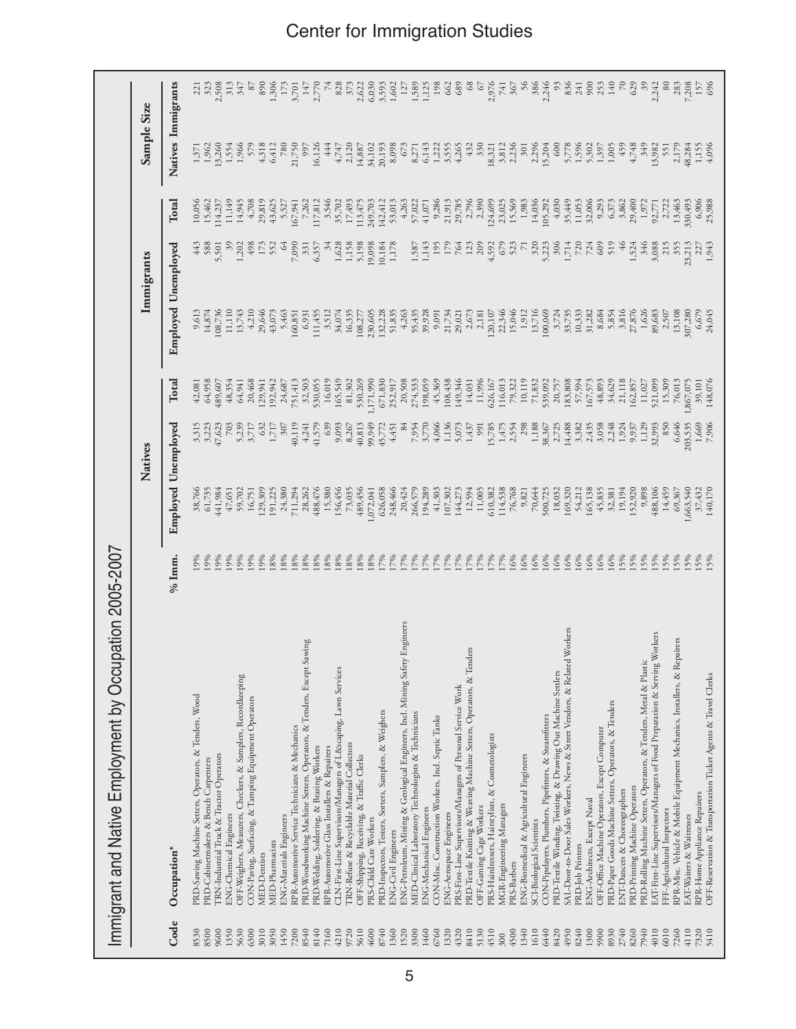## Immigrant and Native Employment by Occupation 2005-2007

| Code | Occupation* | % Imm. | Natives | | | Immigrants | | | Sample Size | |
|---|---|---|---|---|---|---|---|---|---|---|
| | | | Employed | Unemployed | Total | Employed | Unemployed | Total | Natives | Immigrants |
| 8530 | PRD-Sawing Machine Setters, Operators, & Tenders, Wood | 19% | 38,766 | 3,315 | 42,081 | 9,613 | 443 | 10,056 | 1,371 | 221 |
| 8500 | PRD-Cabinetmakers & Bench Carpenters | 19% | 61,735 | 3,223 | 64,958 | 14,874 | 588 | 15,462 | 1,962 | 323 |
| 9600 | TRN-Industrial Truck & Tractor Operators | 19% | 441,984 | 47,623 | 489,607 | 108,736 | 5,501 | 114,237 | 13,260 | 2,508 |
| 1350 | ENG-Chemical Engineers | 19% | 47,651 | 703 | 48,354 | 11,110 | 39 | 11,149 | 1,554 | 313 |
| 5630 | OFF-Weighers, Measurers, Checkers, & Samplers, Recordkeeping | 19% | 59,702 | 5,239 | 64,941 | 13,743 | 1,202 | 14,945 | 1,966 | 347 |
| 6300 | CON-Paving, Surfacing, & Tamping Equipment Operators | 19% | 16,751 | 3,717 | 20,468 | 4,210 | 498 | 4,708 | 579 | 87 |
| 3010 | MED-Dentists | 19% | 129,309 | 632 | 129,941 | 29,646 | 173 | 29,819 | 4,318 | 890 |
| 3050 | MED-Pharmacists | 18% | 191,225 | 1,717 | 192,942 | 43,073 | 552 | 43,625 | 6,412 | 1,306 |
| 1450 | ENG-Materials Engineers | 18% | 24,380 | 307 | 24,687 | 5,463 | 64 | 5,527 | 780 | 173 |
| 7200 | RPR-Automotive Service Technicians & Mechanics | 18% | 711,294 | 40,119 | 751,413 | 160,851 | 7,090 | 167,941 | 21,750 | 3,701 |
| 8540 | PRD-Woodworking Machine Setters, Operators, & Tenders, Except Sawing | 18% | 28,262 | 4,241 | 32,503 | 6,931 | 331 | 7,262 | 997 | 147 |
| 8140 | PRD-Welding, Soldering, & Brazing Workers | 18% | 488,476 | 41,579 | 530,055 | 111,455 | 6,357 | 117,812 | 16,126 | 2,770 |
| 7160 | RPR-Automotive Glass Installers & Repairers | 18% | 15,380 | 639 | 16,019 | 3,512 | 34 | 3,546 | 444 | 74 |
| 4210 | CLN-First-Line Supervisors/Managers of L&scaping, Lawn Services | 18% | 156,456 | 9,093 | 165,549 | 34,074 | 1,628 | 35,702 | 4,747 | 828 |
| 9720 | TRN-Refuse & Recyclable Material Collectors | 18% | 73,035 | 8,267 | 81,302 | 16,335 | 1,158 | 17,493 | 2,120 | 373 |
| 5610 | OFF-Shipping, Receiving, & Traffic Clerks | 18% | 489,456 | 40,813 | 530,269 | 108,277 | 5,198 | 113,475 | 14,887 | 2,622 |
| 4600 | PRS-Child Care Workers | 18% | 1,072,041 | 99,949 | 1,171,990 | 230,605 | 19,098 | 249,703 | 34,102 | 6,030 |
| 8740 | PRD-Inspectors, Testers, Sorters, Samplers, & Weighers | 17% | 626,058 | 45,772 | 671,830 | 132,228 | 10,184 | 142,412 | 20,193 | 3,593 |
| 1360 | ENG-Civil Engineers | 17% | 248,466 | 4,451 | 252,917 | 51,835 | 1,178 | 53,013 | 8,098 | 1,602 |
| 1520 | ENG-Petroleum, Mining & Geological Engineers, Incl. Mining Safety Engineers | 17% | 20,424 | 84 | 20,508 | 4,263 | | 4,263 | 673 | 127 |
| 3300 | MED-Clinical Laboratory Technologists & Technicians | 17% | 266,579 | 7,954 | 274,533 | 55,435 | 1,587 | 57,022 | 8,271 | 1,589 |
| 1460 | ENG-Mechanical Engineers | 17% | 194,289 | 3,770 | 198,059 | 39,928 | 1,143 | 41,071 | 6,143 | 1,125 |
| 6760 | CON-Misc. Construction Workers, Incl. Septic Tanks | 17% | 41,303 | 4,066 | 45,369 | 9,091 | 195 | 9,286 | 1,222 | 198 |
| 1320 | ENG-Aerospace Engineers | 17% | 107,302 | 1,136 | 108,438 | 21,734 | 179 | 21,913 | 3,555 | 662 |
| 4320 | PRS-First-Line Supervisors/Managers of Personal Service Work | 17% | 144,273 | 5,073 | 149,346 | 29,021 | 764 | 29,785 | 4,265 | 689 |
| 8410 | PRD-Textile Knitting & Weaving Machine Setters, Operators, & Tenders | 17% | 12,594 | 1,437 | 14,031 | 2,673 | 123 | 2,796 | 432 | 68 |
| 5130 | OFF-Gaming Cage Workers | 17% | 11,005 | 991 | 11,996 | 2,181 | 209 | 2,390 | 330 | 67 |
| 4510 | PRS-Hairdressers, Hairstylists, & Cosmetologists | 17% | 610,382 | 15,785 | 626,167 | 120,107 | 4,592 | 124,699 | 18,321 | 2,976 |
| 300 | MGR-Engineering Managers | 17% | 114,538 | 1,475 | 116,013 | 22,346 | 679 | 23,025 | 3,812 | 741 |
| 4500 | PRS-Barbers | 16% | 76,768 | 2,554 | 79,322 | 15,046 | 523 | 15,569 | 2,236 | 367 |
| 1340 | ENG-Biomedical & Agricultural Engineers | 16% | 9,821 | 298 | 10,119 | 1,912 | 71 | 1,983 | 301 | 56 |
| 1610 | SCI-Biological Scientists | 16% | 70,644 | 1,188 | 71,832 | 13,716 | 320 | 14,036 | 2,296 | 386 |
| 6440 | CON-Pipelayers, Plumbers, Pipefitters, & Steamfitters | 16% | 500,725 | 38,367 | 539,092 | 100,069 | 5,223 | 105,292 | 15,204 | 2,246 |
| 8420 | PRD-Textile Winding, Twisting, & Drawing Out Machine Setters | 16% | 18,032 | 2,725 | 20,757 | 3,724 | 306 | 4,030 | 600 | 93 |
| 4950 | SAL-Door-to-Door Sales Workers, News & Street Vendors, & Related Workers | 16% | 169,320 | 14,488 | 183,808 | 33,735 | 1,714 | 35,449 | 5,778 | 836 |
| 8240 | PRD-Job Printers | 16% | 54,212 | 3,382 | 57,594 | 10,333 | 720 | 11,053 | 1,596 | 241 |
| 1300 | ENG-Architects, Except Naval | 16% | 165,138 | 2,435 | 167,573 | 31,282 | 724 | 32,006 | 5,302 | 900 |
| 5900 | OFF-Office Machine Operators, Except Computer | 16% | 45,835 | 3,058 | 48,893 | 8,684 | 609 | 9,293 | 1,397 | 253 |
| 8930 | PRD-Paper Goods Machine Setters, Operators, & Tenders | 16% | 32,381 | 2,248 | 34,629 | 5,854 | 519 | 6,373 | 1,005 | 140 |
| 2740 | ENT-Dancers & Choreographers | 15% | 19,194 | 1,924 | 21,118 | 3,816 | 46 | 3,862 | 459 | 70 |
| 8260 | PRD-Printing Machine Operators | 15% | 152,920 | 9,937 | 162,857 | 27,876 | 1,524 | 29,400 | 4,748 | 629 |
| 7940 | PRD-Rolling Machine Setters, Operators, & Tenders, Metal & Plastic | 15% | 9,898 | 1,129 | 11,027 | 1,626 | 346 | 1,972 | 349 | 39 |
| 4010 | EAT-First-Line Supervisors/Managers of Food Preparation & Serving Workers | 15% | 488,106 | 32,993 | 521,099 | 89,683 | 3,088 | 92,771 | 13,982 | 2,242 |
| 6010 | FFF-Agricultural Inspectors | 15% | 14,459 | 850 | 15,309 | 2,507 | 215 | 2,722 | 551 | 80 |
| 7260 | RPR-Misc. Vehicle & Mobile Equipment Mechanics, Installers, & Repairers | 15% | 69,367 | 6,646 | 76,013 | 13,108 | 355 | 13,463 | 2,179 | 283 |
| 4110 | EAT-Waiters & Waitresses | 15% | 1,663,540 | 203,535 | 1,867,075 | 307,280 | 23,213 | 330,493 | 48,284 | 7,208 |
| 7320 | RPR-Home Appliance Repairers | 15% | 37,432 | 1,669 | 39,101 | 6,679 | 227 | 6,906 | 1,155 | 157 |
| 5410 | OFF-Reservation & Transportation Ticket Agents & Travel Clerks | 15% | 140,170 | 7,906 | 148,076 | 24,045 | 1,943 | 25,988 | 4,096 | 696 |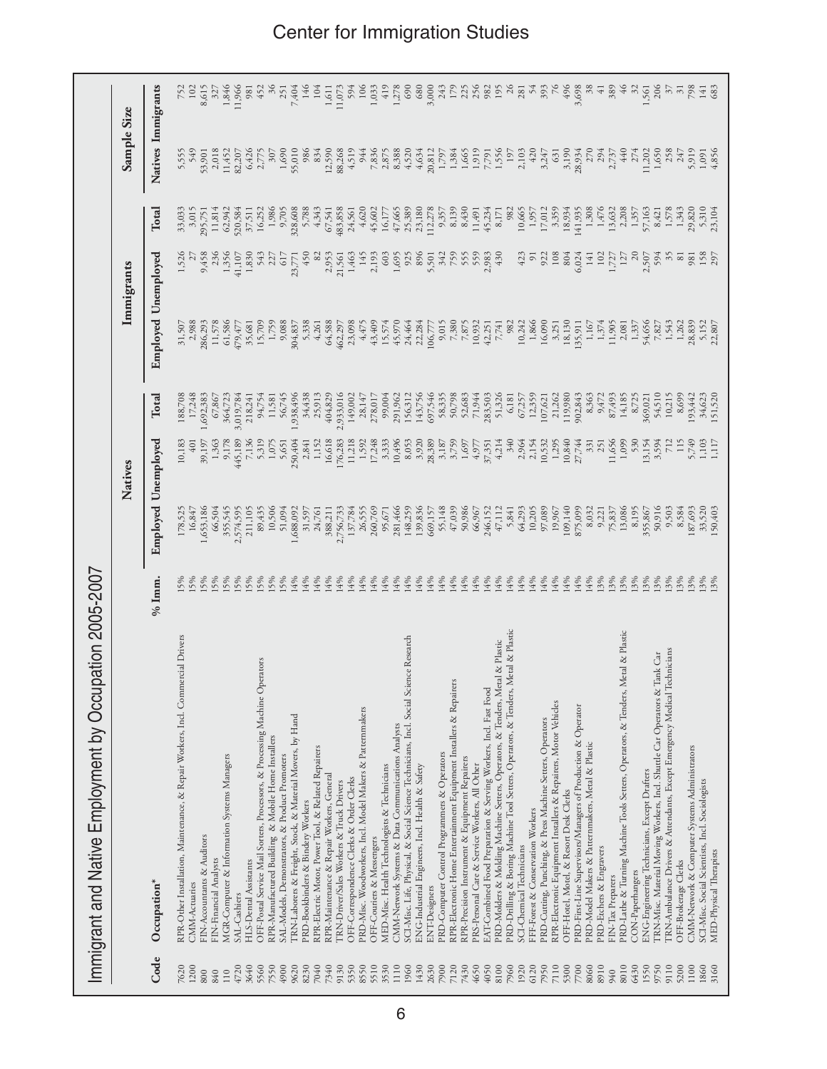# Immigrant and Native Employment by Occupation 2005-2007

| Code | Occupation* | % Imm. | Natives | | | Immigrants | | | Sample Size | |
|---|---|---|---|---|---|---|---|---|---|---|
| | | | Employed | Unemployed | Total | Employed | Unemployed | Total | Natives | Immigrants |
| 7620 | RPR-Other Installation, Maintenance, & Repair Workers, Incl. Commercial Drivers | 15% | 178,525 | 10,183 | 188,708 | 31,507 | 1,526 | 33,033 | 5,555 | 752 |
| 1200 | CMM-Actuaries | 15% | 16,847 | 401 | 17,248 | 2,988 | 27 | 3,015 | 549 | 102 |
| 800 | FIN-Accountants & Auditors | 15% | 1,653,186 | 39,197 | 1,692,383 | 286,293 | 9,458 | 295,751 | 53,901 | 8,615 |
| 840 | FIN-Financial Analysts | 15% | 66,504 | 1,363 | 67,867 | 11,578 | 236 | 11,814 | 2,018 | 327 |
| 110 | MGR-Computer & Information Systems Managers | 15% | 355,545 | 9,178 | 364,723 | 61,586 | 1,356 | 62,942 | 11,452 | 1,846 |
| 4720 | SAL-Cashiers | 15% | 2,574,595 | 445,189 | 3,019,784 | 479,477 | 41,107 | 520,584 | 82,207 | 11,966 |
| 3640 | HLS-Dental Assistants | 15% | 211,105 | 7,136 | 218,241 | 35,681 | 1,830 | 37,511 | 6,426 | 981 |
| 5560 | OFF-Postal Service Mail Sorters, Processors, & Processing Machine Operators | 15% | 89,435 | 5,319 | 94,754 | 15,709 | 543 | 16,252 | 2,775 | 452 |
| 7550 | RPR-Manufactured Building & Mobile Home Installers | 15% | 10,506 | 1,075 | 11,581 | 1,759 | 227 | 1,986 | 307 | 36 |
| 4900 | SAL-Models, Demonstrators, & Product Promoters | 15% | 51,094 | 5,651 | 56,745 | 9,088 | 617 | 9,705 | 1,690 | 251 |
| 9620 | TRN-Laborers & Freight, Stock, & Material Movers, by Hand | 14% | 1,688,092 | 250,404 | 1,938,496 | 304,837 | 23,771 | 328,608 | 55,010 | 7,404 |
| 8230 | PRD-Bookbinders & Bindery Workers | 14% | 31,597 | 2,841 | 34,438 | 5,338 | 450 | 5,788 | 986 | 146 |
| 7040 | RPR-Electric Motor, Power Tool, & Related Repairers | 14% | 24,761 | 1,152 | 25,913 | 4,261 | 82 | 4,343 | 834 | 104 |
| 7340 | RPR-Maintenance & Repair Workers, General | 14% | 388,211 | 16,618 | 404,829 | 64,588 | 2,953 | 67,541 | 12,590 | 1,611 |
| 9130 | TRN-Driver/Sales Workers & Truck Drivers | 14% | 2,756,733 | 176,283 | 2,933,016 | 462,297 | 21,561 | 483,858 | 88,268 | 11,073 |
| 5350 | OFF-Correspondence Clerks & Order Clerks | 14% | 137,784 | 11,218 | 149,002 | 23,098 | 1,463 | 24,561 | 4,519 | 594 |
| 8550 | PRD-Misc. Woodworkers, Incl. Model Makers & Patternmakers | 14% | 26,555 | 1,592 | 28,147 | 4,475 | 145 | 4,620 | 944 | 106 |
| 5510 | OFF-Couriers & Messengers | 14% | 260,769 | 17,248 | 278,017 | 43,409 | 2,193 | 45,602 | 7,836 | 1,033 |
| 3530 | MED-Misc. Health Technologists & Technicians | 14% | 95,671 | 3,333 | 99,004 | 15,574 | 603 | 16,177 | 2,875 | 419 |
| 1110 | CMM-Network Systems & Data Communications Analysts | 14% | 281,466 | 10,496 | 291,962 | 45,970 | 1,695 | 47,665 | 8,388 | 1,278 |
| 1960 | SCI-Misc. Life, Physical, & Social Science Technicians, Incl. Social Science Research | 14% | 148,259 | 8,053 | 156,312 | 24,464 | 925 | 25,389 | 4,520 | 690 |
| 1430 | ENG-Industrial Engineers, Incl. Health & Safety | 14% | 139,836 | 3,920 | 143,756 | 22,284 | 896 | 23,180 | 4,634 | 680 |
| 2630 | ENT-Designers | 14% | 669,157 | 28,389 | 697,546 | 106,777 | 5,501 | 112,278 | 20,812 | 3,000 |
| 7900 | PRD-Computer Control Programmers & Operators | 14% | 55,148 | 3,187 | 58,335 | 9,015 | 342 | 9,357 | 1,797 | 243 |
| 7120 | RPR-Electronic Home Entertainment Equipment Installers & Repairers | 14% | 47,039 | 3,759 | 50,798 | 7,380 | 759 | 8,139 | 1,384 | 179 |
| 7430 | RPR-Precision Instrument & Equipment Repairers | 14% | 50,986 | 1,697 | 52,683 | 7,875 | 555 | 8,430 | 1,665 | 225 |
| 4650 | PRS-Personal Care & Service Workers, All Other | 14% | 66,967 | 4,977 | 71,944 | 10,932 | 559 | 11,491 | 1,919 | 256 |
| 4050 | EAT-Combined Food Preparation & Serving Workers, Incl. Fast Food | 14% | 246,152 | 37,351 | 283,503 | 42,251 | 2,983 | 45,234 | 7,791 | 982 |
| 8100 | PRD-Molders & Molding Machine Setters, Operators, & Tenders, Metal & Plastic | 14% | 47,112 | 4,214 | 51,326 | 7,741 | 430 | 8,171 | 1,556 | 195 |
| 7960 | PRD-Drilling & Boring Machine Tool Setters, Operators, & Tenders, Metal & Plastic | 14% | 5,841 | 340 | 6,181 | 982 | | 982 | 197 | 26 |
| 1920 | SCI-Chemical Technicians | 14% | 64,293 | 2,964 | 67,257 | 10,242 | 423 | 10,665 | 2,103 | 281 |
| 6120 | FFF-Forest & Conservation Workers | 14% | 10,205 | 2,154 | 12,359 | 1,866 | 91 | 1,957 | 420 | 54 |
| 7950 | PRD-Cutting, Punching, & Press Machine Setters, Operators | 14% | 97,089 | 10,532 | 107,621 | 16,090 | 922 | 17,012 | 3,247 | 393 |
| 7110 | RPR-Electronic Equipment Installers & Repairers, Motor Vehicles | 14% | 19,967 | 1,295 | 21,262 | 3,251 | 108 | 3,359 | 631 | 76 |
| 5300 | OFF-Hotel, Motel, & Resort Desk Clerks | 14% | 109,140 | 10,840 | 119,980 | 18,130 | 804 | 18,934 | 3,190 | 496 |
| 7700 | PRD-First-Line Supervisors/Managers of Production & Operator | 14% | 875,099 | 27,744 | 902,843 | 135,911 | 6,024 | 141,935 | 28,934 | 3,698 |
| 8060 | PRD-Model Makers & Patternmakers, Metal & Plastic | 14% | 8,032 | 331 | 8,363 | 1,167 | 141 | 1,308 | 270 | 38 |
| 8910 | PRD-Etchers & Engravers | 13% | 9,221 | 251 | 9,472 | 1,374 | 102 | 1,476 | 294 | 41 |
| 940 | FIN-Tax Preparers | 13% | 75,837 | 11,656 | 87,493 | 11,905 | 1,727 | 13,632 | 2,737 | 389 |
| 8010 | PRD-Lathe & Turning Machine Tools Setters, Operators, & Tenders, Metal & Plastic | 13% | 13,086 | 1,099 | 14,185 | 2,081 | 127 | 2,208 | 440 | 46 |
| 6430 | CON-Paperhangers | 13% | 8,195 | 530 | 8,725 | 1,337 | 20 | 1,357 | 274 | 32 |
| 1550 | ENG-Engineering Technicians, Except Drafters | 13% | 355,867 | 13,154 | 369,021 | 54,656 | 2,507 | 57,163 | 11,202 | 1,561 |
| 9750 | TRN-Misc. Material Moving Workers, Incl. Shuttle Car Operators & Tank Car | 13% | 50,916 | 3,594 | 54,510 | 7,827 | 594 | 8,421 | 1,650 | 206 |
| 9110 | TRN-Ambulance Drivers & Attendants, Except Emergency Medical Technicians | 13% | 9,503 | 712 | 10,215 | 1,543 | 35 | 1,578 | 258 | 37 |
| 5200 | OFF-Brokerage Clerks | 13% | 8,584 | 115 | 8,699 | 1,262 | 81 | 1,343 | 247 | 31 |
| 1100 | CMM-Network & Computer Systems Administrators | 13% | 187,693 | 5,749 | 193,442 | 28,839 | 981 | 29,820 | 5,919 | 798 |
| 1860 | SCI-Misc. Social Scientists, Incl. Sociologists | 13% | 33,520 | 1,103 | 34,623 | 5,152 | 158 | 5,310 | 1,091 | 141 |
| 3160 | MED-Physical Therapists | 13% | 150,403 | 1,117 | 151,520 | 22,807 | 297 | 23,104 | 4,856 | 683 |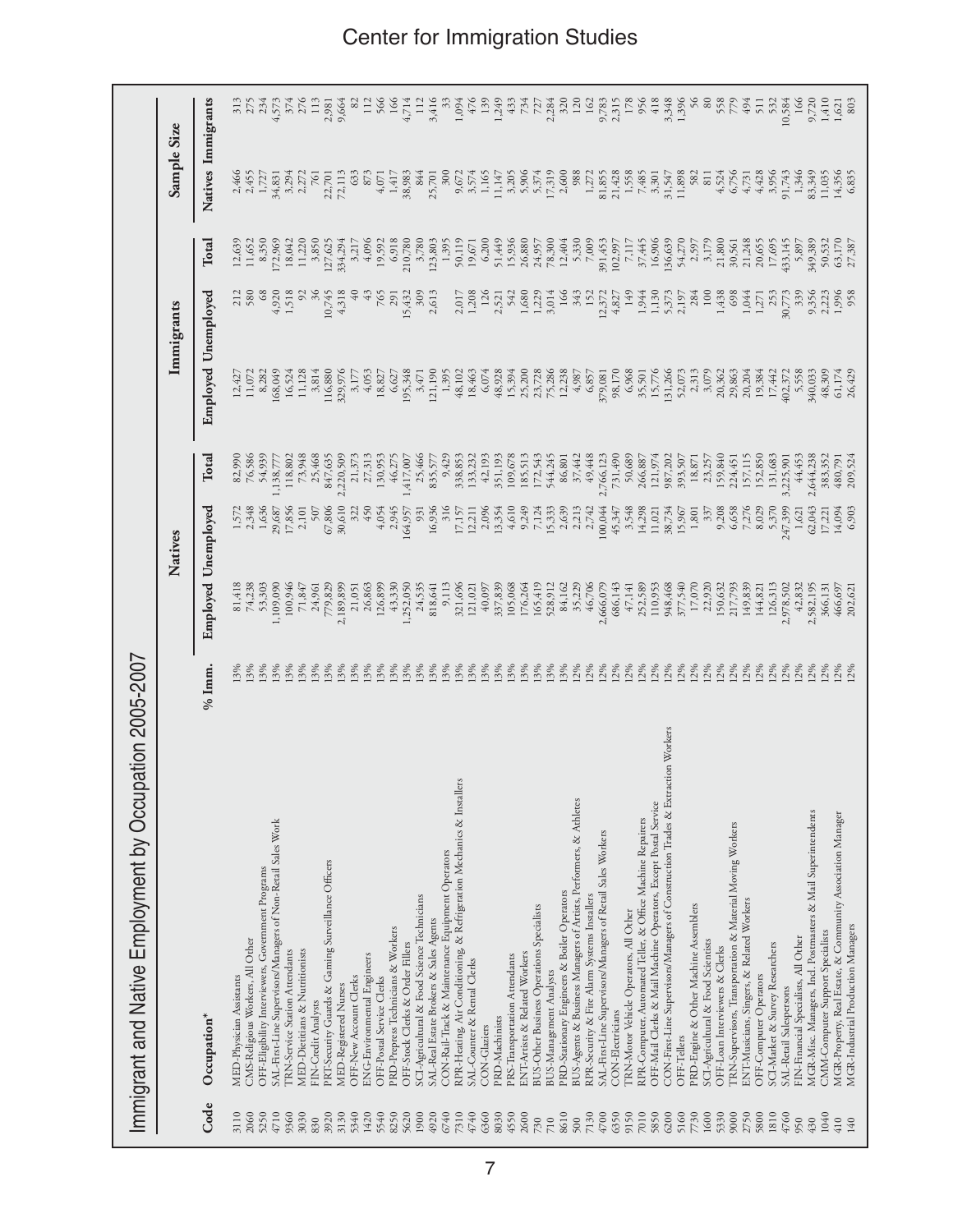# Immigrant and Native Employment by Occupation 2005-2007

| Code | Occupation* | % Imm. | Natives | | | Immigrants | | | Sample Size | |
|---|---|---|---|---|---|---|---|---|---|---|
| | | | Employed | Unemployed | Total | Employed | Unemployed | Total | Natives | Immigrants |
| 3110 | MED-Physician Assistants | 13% | 81,418 | 1,572 | 82,990 | 12,427 | 212 | 12,639 | 2,466 | 313 |
| 2060 | CMS-Religious Workers, All Other | 13% | 74,238 | 2,348 | 76,586 | 11,072 | 580 | 11,652 | 2,455 | 275 |
| 5250 | OFF-Eligibility Interviewers, Government Programs | 13% | 53,303 | 1,636 | 54,939 | 8,282 | 68 | 8,350 | 1,727 | 234 |
| 4710 | SAL-First-Line Supervisors/Managers of Non-Retail Sales Work | 13% | 1,109,090 | 29,687 | 1,138,777 | 168,049 | 4,920 | 172,969 | 34,831 | 4,573 |
| 9360 | TRN-Service Station Attendants | 13% | 100,946 | 17,856 | 118,802 | 16,524 | 1,518 | 18,042 | 3,294 | 374 |
| 3030 | MED-Dietitians & Nutritionists | 13% | 71,847 | 2,101 | 73,948 | 11,128 | 92 | 11,220 | 2,272 | 276 |
| 830 | FIN-Credit Analysts | 13% | 24,961 | 507 | 25,468 | 3,814 | 36 | 3,850 | 761 | 113 |
| 3920 | PRT-Security Guards & Gaming Surveillance Officers | 13% | 779,829 | 67,806 | 847,635 | 116,880 | 10,745 | 127,625 | 22,701 | 2,981 |
| 3130 | MED-Registered Nurses | 13% | 2,189,899 | 30,610 | 2,220,509 | 329,976 | 4,318 | 334,294 | 72,113 | 9,664 |
| 5340 | OFF-New Account Clerks | 13% | 21,051 | 322 | 21,373 | 3,177 | 40 | 3,217 | 633 | 82 |
| 1420 | ENG-Environmental Engineers | 13% | 26,863 | 450 | 27,313 | 4,053 | 43 | 4,096 | 873 | 112 |
| 5540 | OFF-Postal Service Clerks | 13% | 126,899 | 4,054 | 130,953 | 18,827 | 765 | 19,592 | 4,071 | 566 |
| 8250 | PRD-Prepress Technicians & Workers | 13% | 43,330 | 2,945 | 46,275 | 6,627 | 291 | 6,918 | 1,417 | 166 |
| 5620 | OFF-Stock Clerks & Order Fillers | 13% | 1,252,050 | 164,957 | 1,417,007 | 195,348 | 15,432 | 210,780 | 38,983 | 4,714 |
| 1900 | SCI-Agricultural & Food Science Technicians | 13% | 24,535 | 931 | 25,466 | 3,471 | 309 | 3,780 | 844 | 112 |
| 4920 | SAL-Real Estate Brokers & Sales Agents | 13% | 818,641 | 16,936 | 835,577 | 121,190 | 2,613 | 123,803 | 25,701 | 3,416 |
| 6740 | CON-Rail-Track & Maintenance Equipment Operators | 13% | 9,113 | 316 | 9,429 | 1,395 | | 1,395 | 300 | 33 |
| 7310 | RPR-Heating, Air Conditioning, & Refrigeration Mechanics & Installers | 13% | 321,696 | 17,157 | 338,853 | 48,102 | 2,017 | 50,119 | 9,672 | 1,094 |
| 4740 | SAL-Counter & Rental Clerks | 13% | 121,021 | 12,211 | 133,232 | 18,463 | 1,208 | 19,671 | 3,574 | 476 |
| 6360 | CON-Glaziers | 13% | 40,097 | 2,096 | 42,193 | 6,074 | 126 | 6,200 | 1,165 | 139 |
| 8030 | PRD-Machinists | 13% | 337,839 | 13,354 | 351,193 | 48,928 | 2,521 | 51,449 | 11,147 | 1,249 |
| 4550 | PRS-Transportation Attendants | 13% | 105,068 | 4,610 | 109,678 | 15,394 | 542 | 15,936 | 3,205 | 433 |
| 2600 | ENT-Artists & Related Workers | 13% | 176,264 | 9,249 | 185,513 | 25,200 | 1,680 | 26,880 | 5,906 | 734 |
| 730 | BUS-Other Business Operations Specialists | 13% | 165,419 | 7,124 | 172,543 | 23,728 | 1,229 | 24,957 | 5,374 | 727 |
| 710 | BUS-Management Analysts | 13% | 528,912 | 15,333 | 544,245 | 75,286 | 3,014 | 78,300 | 17,319 | 2,284 |
| 8610 | PRD-Stationary Engineers & Boiler Operators | 13% | 84,162 | 2,639 | 86,801 | 12,238 | 166 | 12,404 | 2,600 | 320 |
| 500 | BUS-Agents & Business Managers of Artists, Performers, & Athletes | 12% | 35,229 | 2,213 | 37,442 | 4,987 | 343 | 5,330 | 988 | 120 |
| 7130 | RPR-Security & Fire Alarm Systems Installers | 12% | 46,706 | 2,742 | 49,448 | 6,857 | 152 | 7,009 | 1,272 | 162 |
| 4700 | SAL-First-Line Supervisors/Managers of Retail Sales Workers | 12% | 2,666,079 | 100,044 | 2,766,123 | 379,081 | 12,372 | 391,453 | 81,855 | 9,783 |
| 6350 | CON-Electricians | 12% | 686,143 | 45,347 | 731,490 | 98,170 | 4,827 | 102,997 | 21,428 | 2,315 |
| 9150 | TRN-Motor Vehicle Operators, All Other | 12% | 47,141 | 3,548 | 50,689 | 6,968 | 149 | 7,117 | 1,558 | 178 |
| 7010 | RPR-Computer, Automated Teller, & Office Machine Repairers | 12% | 252,589 | 14,298 | 266,887 | 35,501 | 1,944 | 37,445 | 7,485 | 956 |
| 5850 | OFF-Mail Clerks & Mail Machine Operators, Except Postal Service | 12% | 110,953 | 11,021 | 121,974 | 15,776 | 1,130 | 16,906 | 3,301 | 418 |
| 6200 | CON-First-Line Supervisors/Managers of Construction Trades & Extraction Workers | 12% | 948,468 | 38,734 | 987,202 | 131,266 | 5,373 | 136,639 | 31,547 | 3,348 |
| 5160 | OFF-Tellers | 12% | 377,540 | 15,967 | 393,507 | 52,073 | 2,197 | 54,270 | 11,898 | 1,396 |
| 7730 | PRD-Engine & Other Machine Assemblers | 12% | 17,070 | 1,801 | 18,871 | 2,313 | 284 | 2,597 | 582 | 56 |
| 1600 | SCI-Agricultural & Food Scientists | 12% | 22,920 | 337 | 23,257 | 3,079 | 100 | 3,179 | 811 | 80 |
| 5330 | OFF-Loan Interviewers & Clerks | 12% | 150,632 | 9,208 | 159,840 | 20,362 | 1,438 | 21,800 | 4,524 | 558 |
| 9000 | TRN-Supervisors, Transportation & Material Moving Workers | 12% | 217,793 | 6,658 | 224,451 | 29,863 | 698 | 30,561 | 6,756 | 779 |
| 2750 | ENT-Musicians, Singers, & Related Workers | 12% | 149,839 | 7,276 | 157,115 | 20,204 | 1,044 | 21,248 | 4,731 | 494 |
| 5800 | OFF-Computer Operators | 12% | 144,821 | 8,029 | 152,850 | 19,384 | 1,271 | 20,655 | 4,428 | 511 |
| 1810 | SCI-Market & Survey Researchers | 12% | 126,313 | 5,370 | 131,683 | 17,442 | 253 | 17,695 | 3,956 | 532 |
| 4760 | SAL-Retail Salespersons | 12% | 2,978,502 | 247,399 | 3,225,901 | 402,372 | 30,773 | 433,145 | 91,743 | 10,584 |
| 950 | FIN-Financial Specialists, All Other | 12% | 42,832 | 1,621 | 44,453 | 5,558 | 339 | 5,897 | 1,346 | 166 |
| 430 | MGR-Misc. Managers, Incl. Postmasters & Mail Superintendents | 12% | 2,582,195 | 62,043 | 2,644,238 | 340,033 | 9,356 | 349,389 | 83,349 | 9,720 |
| 1040 | CMM-Computer Support Specialists | 12% | 366,131 | 17,221 | 383,352 | 48,309 | 2,223 | 50,532 | 11,035 | 1,410 |
| 410 | MGR-Property, Real Estate, & Community Association Manager | 12% | 466,697 | 14,094 | 480,791 | 61,174 | 1,996 | 63,170 | 14,356 | 1,621 |
| 140 | MGR-Industrial Production Managers | 12% | 202,621 | 6,903 | 209,524 | 26,429 | 958 | 27,387 | 6,835 | 803 |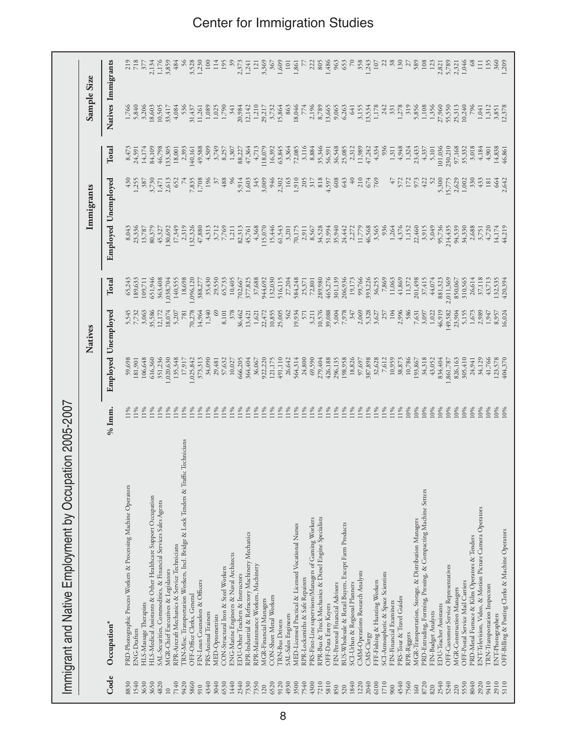# Immigrant and Native Employment by Occupation 2005-2007

| Code | Occupation* | % Imm. | Natives | | | Immigrants | | | Sample Size | |
|---|---|---|---|---|---|---|---|---|---|---|
| | | | Employed | Unemployed | Total | Employed | Unemployed | Total | Natives | Immigrants |
| 8830 | PRD-Photographic Process Workers & Processing Machine Operators | 11% | 59,698 | 5,545 | 65,243 | 8,043 | 430 | 8,473 | 1,766 | 219 |
| 1540 | ENG-Drafters | 11% | 181,901 | 7,732 | 189,633 | 23,336 | 1,255 | 24,591 | 5,840 | 718 |
| 3630 | HLS-Massage Therapists | 11% | 106,648 | 3,063 | 109,711 | 13,787 | 387 | 14,174 | 3,206 | 377 |
| 3650 | HLS-Medical Assistants & Other Healthcare Support Occupation | 11% | 616,360 | 35,586 | 651,946 | 80,379 | 3,730 | 84,109 | 18,603 | 2,134 |
| 4820 | SAL-Securities, Commodities, & Financial Services Sales Agents | 11% | 351,236 | 12,172 | 363,408 | 45,327 | 1,471 | 46,798 | 10,505 | 1,176 |
| 10 | MGR-Chief Executives & Legislators | 11% | 1,020,630 | 18,074 | 1,038,704 | 130,692 | 2,613 | 133,305 | 33,417 | 3,859 |
| 7140 | RPR-Aircraft Mechanics & Service Technicians | 11% | 135,348 | 5,207 | 140,555 | 17,349 | 652 | 18,001 | 4,084 | 484 |
| 9420 | TRN-Misc. Transportation Workers, Incl. Bridge & Lock Tenders & Traffic Technicians | 11% | 17,917 | 781 | 18,698 | 2,319 | 74 | 2,393 | 536 | 56 |
| 5860 | OFF-Office Clerks, General | 11% | 1,025,842 | 70,278 | 1,096,120 | 132,326 | 7,835 | 140,161 | 31,437 | 3,528 |
| 910 | FIN-Loan Counselors & Officers | 11% | 373,313 | 14,964 | 388,277 | 47,880 | 1,708 | 49,588 | 11,261 | 1,230 |
| 4340 | PRS-Animal Trainers | 11% | 34,090 | 1,340 | 35,430 | 4,313 | 196 | 4,509 | 1,089 | 100 |
| 3040 | MED-Optometrists | 11% | 29,481 | 69 | 29,550 | 3,712 | 37 | 3,749 | 1,025 | 114 |
| 6530 | CON-Structural Iron & Steel Workers | 11% | 57,632 | 8,101 | 65,733 | 7,769 | 488 | 8,257 | 1,790 | 195 |
| 1440 | ENG-Marine Engineers & Naval Architects | 11% | 10,027 | 378 | 10,405 | 1,211 | 96 | 1,307 | 341 | 39 |
| 2340 | EDU-Other Teachers & Instructors | 11% | 666,205 | 36,462 | 702,667 | 82,313 | 5,914 | 88,227 | 20,984 | 2,373 |
| 7330 | RPR-Industrial & Refractory Machinery Mechanics | 11% | 364,404 | 13,421 | 377,825 | 45,761 | 1,603 | 47,364 | 12,142 | 1,241 |
| 7350 | RPR-Maintenance Workers, Machinery | 11% | 36,067 | 1,621 | 37,688 | 4,368 | 345 | 4,713 | 1,210 | 121 |
| 120 | MGR-Financial Managers | 11% | 922,220 | 22,472 | 944,692 | 115,070 | 3,009 | 118,079 | 29,217 | 3,369 |
| 6520 | CON-Sheet Metal Workers | 11% | 121,175 | 10,855 | 132,030 | 15,446 | 946 | 16,392 | 3,732 | 367 |
| 9120 | TRN-Bus Drivers | 11% | 491,110 | 25,005 | 516,115 | 61,543 | 2,302 | 63,845 | 15,864 | 1,609 |
| 4930 | SAL-Sales Engineers | 11% | 26,642 | 562 | 27,204 | 3,201 | 163 | 3,364 | 863 | 101 |
| 3500 | MED-Licensed Practical & Licensed Vocational Nurses | 11% | 564,314 | 19,934 | 584,248 | 70,175 | 1,910 | 72,085 | 18,046 | 1,861 |
| 7540 | RPR-Locksmiths & Safe Repairers | 11% | 24,800 | 571 | 25,371 | 2,911 | 205 | 3,116 | 774 | 77 |
| 4300 | PRS-First-Line supervisors/Managers of Gaming Workers | 11% | 69,590 | 3,211 | 72,801 | 8,567 | 317 | 8,884 | 2,196 | 222 |
| 7210 | RPR-Bus & Truck Mechanics & Diesel Engine Specialists | 11% | 279,404 | 10,576 | 289,980 | 34,528 | 818 | 35,346 | 8,789 | 805 |
| 5810 | OFF-Data Entry Keyers | 11% | 426,188 | 39,088 | 465,276 | 51,994 | 4,597 | 56,591 | 13,665 | 1,486 |
| 850 | FIN-Personal Financial Advisors | 11% | 296,135 | 5,004 | 301,139 | 35,940 | 608 | 36,548 | 9,065 | 963 |
| 520 | BUS-Wholesale & Retail Buyers, Except Farm Products | 11% | 198,958 | 7,978 | 206,936 | 24,442 | 643 | 25,085 | 6,263 | 653 |
| 1840 | SCI-Urban & Regional Planners | 11% | 18,826 | 347 | 19,173 | 2,272 | 40 | 2,312 | 641 | 70 |
| 1220 | CMM-Operations Research Analysts | 11% | 97,697 | 2,069 | 99,766 | 11,779 | 210 | 11,989 | 3,155 | 358 |
| 2040 | CMS-Clergy | 11% | 387,898 | 5,328 | 393,226 | 46,568 | 674 | 47,242 | 13,534 | 1,243 |
| 6100 | FFF-Fishing & Hunting Workers | 11% | 32,628 | 3,627 | 36,255 | 3,565 | 769 | 4,334 | 1,178 | 107 |
| 1710 | SCI-Atmospheric & Space Scientists | 11% | 7,612 | 257 | 7,869 | 936 | | 936 | 242 | 22 |
| 900 | FIN-Financial Examiners | 11% | 10,959 | 104 | 11,063 | 1,264 | 47 | 1,311 | 331 | 38 |
| 4540 | PRS-Tour & Travel Guides | 11% | 38,873 | 2,996 | 41,869 | 4,376 | 572 | 4,948 | 1,278 | 130 |
| 7560 | RPR-Riggers | 10% | 10,786 | 586 | 11,372 | 1,152 | 172 | 1,324 | 319 | 27 |
| 160 | MGR-Transportation, Storage, & Distribution Managers | 10% | 193,867 | 7,631 | 201,498 | 22,460 | 973 | 23,433 | 5,856 | 589 |
| 8720 | PRD-Extruding, Forming, Pressing, & Compacting Machine Setters | 10% | 34,318 | 3,097 | 37,415 | 3,915 | 422 | 4,337 | 1,108 | 108 |
| 820 | FIN-Budget Analysts | 10% | 43,052 | 1,022 | 44,074 | 5,049 | 52 | 5,101 | 1,356 | 123 |
| 2540 | EDU-Teacher Assistants | 10% | 834,404 | 46,919 | 881,323 | 95,736 | 5,300 | 101,036 | 27,960 | 2,821 |
| 5240 | OFF-Customer Service Representatives | 10% | 1,861,787 | 149,582 | 2,011,369 | 214,435 | 15,775 | 230,210 | 55,550 | 5,789 |
| 220 | MGR-Construction Managers | 10% | 826,163 | 23,904 | 850,067 | 94,539 | 2,629 | 97,168 | 25,313 | 2,321 |
| 5550 | OFF-Postal Service Mail Carriers | 10% | 305,410 | 5,155 | 310,565 | 34,330 | 1,002 | 35,332 | 10,240 | 1,046 |
| 8040 | PRD-Metal Furnace & Kiln Operators & Tenders | 10% | 24,941 | 1,673 | 26,614 | 2,688 | 330 | 3,018 | 796 | 68 |
| 2920 | ENT-Television, Video, & Motion Picture Camera Operators | 10% | 34,129 | 2,989 | 37,118 | 3,751 | 433 | 4,184 | 1,041 | 111 |
| 9410 | TRN-Transportation Inspectors | 10% | 41,766 | 1,947 | 43,713 | 4,720 | 181 | 4,901 | 1,312 | 135 |
| 2910 | ENT-Photographers | 10% | 123,578 | 8,957 | 132,535 | 14,174 | 664 | 14,838 | 3,851 | 360 |
| 5110 | OFF-Billing & Posting Clerks & Machine Operators | 10% | 404,370 | 16,024 | 420,394 | 44,219 | 2,642 | 46,861 | 12,378 | 1,209 |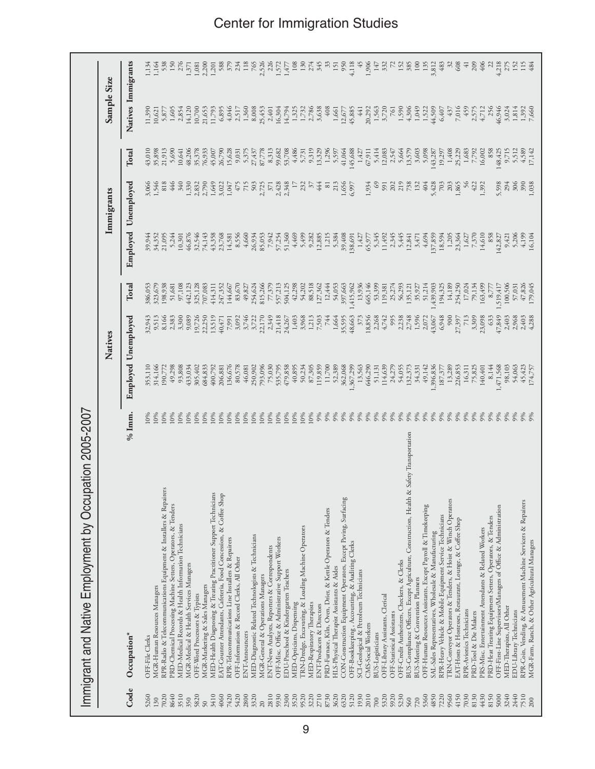# Immigrant and Native Employment by Occupation 2005-2007

| Code | Occupation* | % Imm. | Natives | | | Immigrants | | | Sample Size | |
|---|---|---|---|---|---|---|---|---|---|---|
| | | | Employed | Unemployed | Total | Employed | Unemployed | Total | Natives | Immigrants |
| 5260 | OFF-File Clerks | 10% | 353,110 | 32,943 | 386,053 | 39,944 | 3,066 | 43,010 | 11,390 | 1,134 |
| 130 | MGR-Human Resources Managers | 10% | 314,166 | 9,513 | 323,679 | 34,352 | 1,546 | 35,898 | 10,621 | 1,164 |
| 7020 | RPR-Radio & Telecommunications Equipment & Installers & Repairers | 10% | 190,772 | 8,166 | 198,938 | 21,095 | 818 | 21,913 | 5,877 | 538 |
| 8640 | PRD-Chemical Processing Machine Setters, Operators, & Tenders | 10% | 49,298 | 2,383 | 51,681 | 5,244 | 446 | 5,690 | 1,605 | 150 |
| 3510 | MED-Medical Records & Health Information Technicians | 10% | 93,808 | 3,300 | 97,108 | 10,301 | 340 | 10,641 | 2,854 | 276 |
| 350 | MGR-Medical & Health Services Managers | 10% | 433,034 | 9,089 | 442,123 | 46,876 | 1,330 | 48,206 | 14,120 | 1,371 |
| 5820 | OFF-Word Processors & Typists | 10% | 305,402 | 19,726 | 325,128 | 32,546 | 2,832 | 35,378 | 10,700 | 1,081 |
| 50 | MGR-Marketing & Sales Managers | 10% | 684,833 | 22,250 | 707,083 | 74,143 | 2,790 | 76,933 | 21,653 | 2,200 |
| 3410 | MED-Health Diagnosing & Treating Practitioner Support Technicians | 10% | 400,792 | 13,519 | 414,311 | 43,358 | 1,649 | 45,007 | 11,793 | 1,201 |
| 4060 | EAT-Counter Attendants, Cafeteria, Food Concession, & Coffee Shop | 10% | 206,881 | 40,471 | 247,352 | 23,768 | 3,022 | 26,790 | 6,895 | 588 |
| 7420 | RPR-Telecommunications Line Installers & Repairers | 10% | 136,676 | 7,991 | 144,667 | 14,581 | 1,047 | 15,628 | 4,046 | 379 |
| 5420 | OFF-Information & Record Clerks, All Other | 10% | 80,578 | 3,092 | 83,670 | 8,556 | 475 | 9,031 | 2,517 | 234 |
| 2800 | ENT-Announcers | 10% | 46,081 | 3,746 | 49,827 | 4,660 | 715 | 5,375 | 1,360 | 118 |
| 3320 | MED-Diagnostic Related Technologists & Technicians | 10% | 250,902 | 3,722 | 254,624 | 26,934 | 503 | 27,437 | 8,008 | 765 |
| 20 | MGR-General & Operations Managers | 10% | 793,096 | 22,170 | 815,266 | 85,053 | 2,725 | 87,778 | 25,453 | 2,526 |
| 2810 | ENT-News Analysts, Reporters & Correspondents | 10% | 75,030 | 2,349 | 77,379 | 7,942 | 371 | 8,313 | 2,401 | 226 |
| 5930 | OFF-Misc. Office & Administrative Support Workers | 10% | 535,795 | 21,418 | 557,213 | 57,254 | 2,428 | 59,682 | 16,304 | 1,572 |
| 2300 | EDU-Preschool & Kindergarten Teachers | 10% | 479,858 | 24,267 | 504,125 | 51,360 | 2,348 | 53,708 | 14,794 | 1,477 |
| 3520 | MED-Opticians, Dispensing | 10% | 40,895 | 1,403 | 42,298 | 4,469 | 17 | 4,486 | 1,325 | 108 |
| 9520 | TRN-Dredge, Excavating, & Loading Machine Operators | 10% | 50,234 | 3,968 | 54,202 | 5,499 | 232 | 5,731 | 1,732 | 130 |
| 3220 | MED-Respiratory Therapists | 10% | 87,305 | 1,213 | 88,518 | 9,282 | 37 | 9,319 | 2,786 | 274 |
| 2710 | ENT-Producers & Directors | 9% | 119,859 | 7,503 | 127,362 | 12,885 | 444 | 13,329 | 3,638 | 345 |
| 8730 | PRD-Furnace, Kiln, Oven, Drier, & Kettle Operators & Tenders | 9% | 11,700 | 744 | 12,444 | 1,215 | 81 | 1,296 | 408 | 33 |
| 3620 | HLS-Physical Therapist Assistants & Aides | 9% | 52,389 | 1,664 | 54,053 | 5,384 | 213 | 5,597 | 1,661 | 151 |
| 6320 | CON-Construction Equipment Operators, Except Paving, Surfacing | 9% | 362,068 | 35,595 | 397,663 | 39,408 | 1,656 | 41,064 | 12,677 | 950 |
| 5120 | OFF-Bookkeeping, Accounting, & Auditing Clerks | 9% | 1,367,299 | 48,663 | 1,415,962 | 138,691 | 6,997 | 145,688 | 45,885 | 4,118 |
| 1930 | SCI-Geological & Petroleum Technicians | 9% | 13,563 | 373 | 13,936 | 1,427 | | 1,427 | 441 | 45 |
| 2010 | CMS-Social Workers | 9% | 646,290 | 18,856 | 665,146 | 65,977 | 1,934 | 67,911 | 20,292 | 1,906 |
| 700 | BUS-Logisticians | 9% | 51,131 | 2,268 | 53,399 | 5,345 | 69 | 5,414 | 1,563 | 147 |
| 5320 | OFF-Library Assistants, Clerical | 9% | 114,639 | 4,742 | 119,381 | 11,492 | 591 | 12,083 | 3,720 | 332 |
| 5920 | OFF-Statistical Assistants | 9% | 24,279 | 995 | 25,274 | 2,345 | 202 | 2,547 | 761 | 72 |
| 5230 | OFF-Credit Authorizers, Checkers, & Clerks | 9% | 54,055 | 2,238 | 56,293 | 5,445 | 219 | 5,664 | 1,590 | 152 |
| 560 | BUS-Compliance Officers, Except Agriculture, Construction, Health & Safety Transportation | 9% | 132,373 | 2,748 | 135,121 | 12,841 | 738 | 13,579 | 4,306 | 385 |
| 720 | BUS-Meeting & Convention Planners | 9% | 34,331 | 1,596 | 35,927 | 3,471 | 132 | 3,603 | 1,049 | 100 |
| 5360 | OFF-Human Resources Assistants, Except Payroll & Timekeeping | 9% | 49,142 | 2,072 | 51,214 | 4,694 | 404 | 5,098 | 1,522 | 135 |
| 4850 | SAL-Sales Representatives, Wholesale & Manufacturing | 9% | 1,396,836 | 43,067 | 1,439,903 | 137,859 | 5,428 | 143,287 | 44,509 | 3,812 |
| 7220 | RPR-Heavy Vehicle & Mobile Equipment Service Technicians | 9% | 187,377 | 6,948 | 194,325 | 18,594 | 703 | 19,297 | 6,407 | 483 |
| 9560 | TRN-Conveyor Operators & Tenders, & Hoist & Winch Operators | 9% | 13,289 | 900 | 14,189 | 1,205 | 203 | 1,408 | 437 | 32 |
| 4150 | EAT-Hosts & Hostesses, Restaurant, Lounge, & Coffee Shop | 9% | 226,853 | 27,397 | 254,250 | 23,364 | 1,865 | 25,229 | 7,016 | 608 |
| 7030 | RPR-Avionics Technicians | 9% | 16,311 | 713 | 17,024 | 1,627 | 56 | 1,683 | 459 | 41 |
| 8130 | PRD-Tool & Die Makers | 9% | 75,825 | 3,309 | 79,134 | 7,370 | 422 | 7,792 | 2,575 | 209 |
| 4430 | PRS-Misc. Entertainment Attendants & Related Workers | 9% | 140,401 | 23,098 | 163,499 | 14,610 | 1,392 | 16,002 | 4,712 | 406 |
| 8150 | PRD-Heat Treating Equipment Setters, Operators, & Tenders | 9% | 8,144 | 633 | 8,777 | 858 | | 858 | 256 | 22 |
| 5000 | OFF-First-Line Supervisors/Managers of Office & Administration | 9% | 1,471,568 | 47,849 | 1,519,417 | 142,827 | 5,598 | 148,425 | 46,946 | 4,218 |
| 3240 | MED-Therapists, All Other | 9% | 98,103 | 2,403 | 100,506 | 9,421 | 294 | 9,715 | 3,024 | 275 |
| 2440 | EDU-Library Technicians | 9% | 54,063 | 2,968 | 57,031 | 5,206 | 306 | 5,512 | 1,814 | 152 |
| 7510 | RPR-Coin, Vending, & Amusement Machine Servicers & Repairers | 9% | 45,423 | 2,403 | 47,826 | 4,199 | 390 | 4,589 | 1,392 | 115 |
| 200 | MGR-Farm, Ranch, & Other Agricultural Managers | 9% | 174,757 | 4,288 | 179,045 | 16,104 | 1,038 | 17,142 | 7,660 | 484 |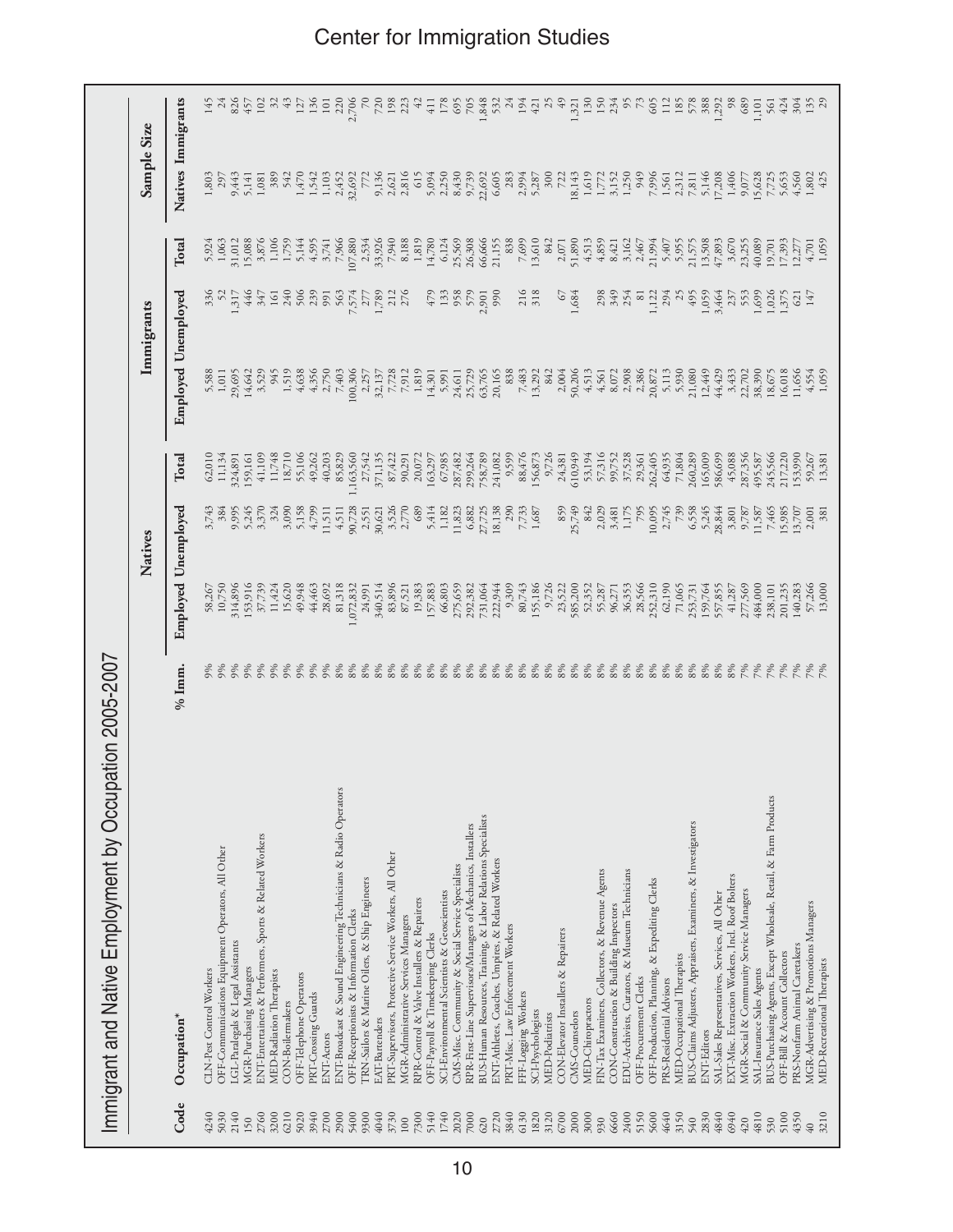## Immigrant and Native Employment by Occupation 2005-2007

| Code | Occupation* | % Imm. | Natives | | | Immigrants | | | Sample Size | |
|---|---|---|---|---|---|---|---|---|---|---|
| | | | Employed | Unemployed | Total | Employed | Unemployed | Total | Natives | Immigrants |
| 4240 | CLN-Pest Control Workers | 9% | 58,267 | 3,743 | 62,010 | 5,588 | 336 | 5,924 | 1,803 | 145 |
| 5030 | OFF-Communications Equipment Operators, All Other | 9% | 10,750 | 384 | 11,134 | 1,011 | 52 | 1,063 | 297 | 24 |
| 2140 | LGL-Paralegals & Legal Assistants | 9% | 314,896 | 9,995 | 324,891 | 29,695 | 1,317 | 31,012 | 9,443 | 826 |
| 150 | MGR-Purchasing Managers | 9% | 153,916 | 5,245 | 159,161 | 14,642 | 446 | 15,088 | 5,141 | 457 |
| 2760 | ENT-Entertainers & Performers, Sports & Related Workers | 9% | 37,739 | 3,370 | 41,109 | 3,529 | 347 | 3,876 | 1,081 | 102 |
| 3200 | MED-Radiation Therapists | 9% | 11,424 | 324 | 11,748 | 945 | 161 | 1,106 | 389 | 32 |
| 6210 | CON-Boilermakers | 9% | 15,620 | 3,090 | 18,710 | 1,519 | 240 | 1,759 | 542 | 43 |
| 5020 | OFF-Telephone Operators | 9% | 49,948 | 5,158 | 55,106 | 4,638 | 506 | 5,144 | 1,470 | 127 |
| 3940 | PRT-Crossing Guards | 9% | 44,463 | 4,799 | 49,262 | 4,356 | 239 | 4,595 | 1,542 | 136 |
| 2700 | ENT-Actors | 9% | 28,692 | 11,511 | 40,203 | 2,750 | 991 | 3,741 | 1,103 | 101 |
| 2900 | ENT-Broadcast & Sound Engineering Technicians & Radio Operators | 8% | 81,318 | 4,511 | 85,829 | 7,403 | 563 | 7,966 | 2,452 | 220 |
| 5400 | OFF-Receptionists & Information Clerks | 8% | 1,072,832 | 90,728 | 1,163,560 | 100,306 | 7,574 | 107,880 | 32,692 | 2,706 |
| 9300 | TRN-Sailors & Marine Oilers, & Ship Engineers | 8% | 24,991 | 2,551 | 27,542 | 2,257 | 277 | 2,534 | 772 | 70 |
| 4040 | EAT-Bartenders | 8% | 340,514 | 30,621 | 371,135 | 32,137 | 1,789 | 33,926 | 9,136 | 720 |
| 3730 | PRT-Supervisors, Protective Service Workers, All Other | 8% | 83,896 | 3,526 | 87,422 | 7,728 | 212 | 7,940 | 2,621 | 198 |
| 100 | MGR-Administrative Services Managers | 8% | 87,521 | 2,770 | 90,291 | 7,912 | 276 | 8,188 | 2,816 | 223 |
| 7300 | RPR-Control & Valve Installers & Repairers | 8% | 19,383 | 689 | 20,072 | 1,819 | | 1,819 | 615 | 42 |
| 5140 | OFF-Payroll & Timekeeping Clerks | 8% | 157,883 | 5,414 | 163,297 | 14,301 | 479 | 14,780 | 5,094 | 411 |
| 1740 | SCI-Environmental Scientists & Geoscientists | 8% | 66,803 | 1,182 | 67,985 | 5,991 | 133 | 6,124 | 2,250 | 178 |
| 2020 | CMS-Misc. Community & Social Service Specialists | 8% | 275,659 | 11,823 | 287,482 | 24,611 | 958 | 25,569 | 8,430 | 695 |
| 7000 | RPR-First-Line Supervisors/Managers of Mechanics, Installers | 8% | 292,382 | 6,882 | 299,264 | 25,729 | 579 | 26,308 | 9,739 | 705 |
| 620 | BUS-Human Resources, Training, & Labor Relations Specialists | 8% | 731,064 | 27,725 | 758,789 | 63,765 | 2,901 | 66,666 | 22,692 | 1,848 |
| 2720 | ENT-Athletes, Coaches, Umpires, & Related Workers | 8% | 222,944 | 18,138 | 241,082 | 20,165 | 990 | 21,155 | 6,605 | 532 |
| 3840 | PRT-Misc. Law Enforcement Workers | 8% | 9,309 | 290 | 9,599 | 838 | | 838 | 283 | 24 |
| 6130 | FFF-Logging Workers | 8% | 80,743 | 7,733 | 88,476 | 7,483 | 216 | 7,699 | 2,994 | 194 |
| 1820 | SCI-Psychologists | 8% | 155,186 | 1,687 | 156,873 | 13,292 | 318 | 13,610 | 5,287 | 421 |
| 3120 | MED-Podiatrists | 8% | 9,726 | | 9,726 | 842 | | 842 | 300 | 25 |
| 6700 | CON-Elevator Installers & Repairers | 8% | 23,522 | 859 | 24,381 | 2,004 | 67 | 2,071 | 722 | 49 |
| 2000 | CMS-Counselors | 8% | 585,200 | 25,749 | 610,949 | 50,206 | 1,684 | 51,890 | 18,143 | 1,321 |
| 3000 | MED-Chiropractors | 8% | 52,352 | 842 | 53,194 | 4,513 | | 4,513 | 1,619 | 130 |
| 930 | FIN-Tax Examiners, Collectors, & Revenue Agents | 8% | 55,287 | 2,029 | 57,316 | 4,561 | 298 | 4,859 | 1,772 | 150 |
| 6660 | CON-Construction & Building Inspectors | 8% | 96,271 | 3,481 | 99,752 | 8,072 | 349 | 8,421 | 3,152 | 234 |
| 2400 | EDU-Archivists, Curators, & Museum Technicians | 8% | 36,353 | 1,175 | 37,528 | 2,908 | 254 | 3,162 | 1,250 | 95 |
| 5150 | OFF-Procurement Clerks | 8% | 28,566 | 795 | 29,361 | 2,386 | 81 | 2,467 | 949 | 73 |
| 5600 | OFF-Production, Planning, & Expediting Clerks | 8% | 252,310 | 10,095 | 262,405 | 20,872 | 1,122 | 21,994 | 7,996 | 605 |
| 4640 | PRS-Residential Advisors | 8% | 62,190 | 2,745 | 64,935 | 5,113 | 294 | 5,407 | 1,561 | 112 |
| 3150 | MED-Occupational Therapists | 8% | 71,065 | 739 | 71,804 | 5,930 | 25 | 5,955 | 2,312 | 185 |
| 540 | BUS-Claims Adjusters, Appraisers, Examiners, & Investigators | 8% | 253,731 | 6,558 | 260,289 | 21,080 | 495 | 21,575 | 7,811 | 578 |
| 2830 | ENT-Editors | 8% | 159,764 | 5,245 | 165,009 | 12,449 | 1,059 | 13,508 | 5,146 | 388 |
| 4840 | SAL-Sales Representatives, Services, All Other | 8% | 557,855 | 28,844 | 586,699 | 44,429 | 3,464 | 47,893 | 17,208 | 1,292 |
| 6940 | EXT-Misc. Extraction Workers, Incl. Roof Bolters | 8% | 41,287 | 3,801 | 45,088 | 3,433 | 237 | 3,670 | 1,406 | 98 |
| 420 | MGR-Social & Community Service Managers | 7% | 277,569 | 9,787 | 287,356 | 22,702 | 553 | 23,255 | 9,077 | 689 |
| 4810 | SAL-Insurance Sales Agents | 7% | 484,000 | 11,587 | 495,587 | 38,390 | 1,699 | 40,089 | 15,628 | 1,101 |
| 530 | BUS-Purchasing Agents, Except Wholesale, Retail, & Farm Products | 7% | 238,101 | 7,465 | 245,566 | 18,675 | 1,026 | 19,701 | 7,725 | 561 |
| 5100 | OFF-Bill & Account Collectors | 7% | 201,235 | 15,985 | 217,220 | 16,018 | 1,375 | 17,393 | 5,653 | 424 |
| 4350 | PRS-Nonfarm Animal Caretakers | 7% | 140,283 | 13,707 | 153,990 | 11,656 | 621 | 12,277 | 4,560 | 304 |
| 40 | MGR-Advertising & Promotions Managers | 7% | 57,266 | 2,001 | 59,267 | 4,554 | 147 | 4,701 | 1,802 | 135 |
| 3210 | MED-Recreational Therapists | 7% | 13,000 | 381 | 13,381 | 1,059 | | 1,059 | 425 | 29 |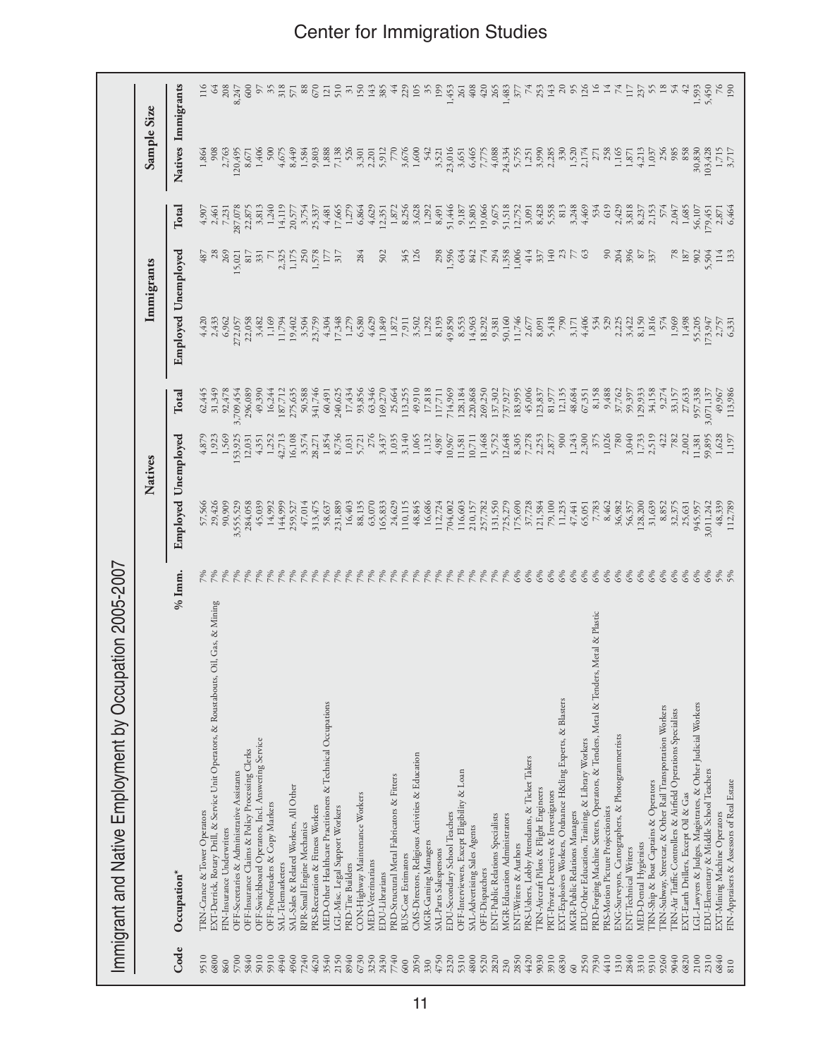## Immigrant and Native Employment by Occupation 2005-2007

| Code | Occupation* | % Imm. | Natives | | | Immigrants | | | Sample Size | |
|---|---|---|---|---|---|---|---|---|---|---|
| | | | Employed | Unemployed | Total | Employed | Unemployed | Total | Natives | Immigrants |
| 9510 | TRN-Crane & Tower Operators | 7% | 57,566 | 4,879 | 62,445 | 4,420 | 487 | 4,907 | 1,864 | 116 |
| 6800 | EXT-Derrick, Rotary Drill, & Service Unit Operators, & Roustabouts, Oil, Gas, & Mining | 7% | 29,426 | 1,923 | 31,349 | 2,433 | 28 | 2,461 | 908 | 64 |
| 860 | FIN-Insurance Underwriters | 7% | 90,909 | 1,569 | 92,478 | 6,962 | 269 | 7,231 | 2,763 | 208 |
| 5700 | OFF-Secretaries & Administrative Assistants | 7% | 3,555,529 | 153,925 | 3,709,454 | 272,057 | 15,021 | 287,078 | 120,495 | 8,247 |
| 5840 | OFF-Insurance Claims & Policy Processing Clerks | 7% | 284,058 | 12,031 | 296,089 | 22,058 | 817 | 22,875 | 8,671 | 600 |
| 5010 | OFF-Switchboard Operators, Incl. Answering Service | 7% | 45,039 | 4,351 | 49,390 | 3,482 | 331 | 3,813 | 1,406 | 97 |
| 5910 | OFF-Proofreaders & Copy Markers | 7% | 14,992 | 1,252 | 16,244 | 1,169 | 71 | 1,240 | 500 | 35 |
| 4940 | SAL-Telemarketers | 7% | 144,999 | 42,713 | 187,712 | 11,794 | 2,325 | 14,119 | 4,675 | 318 |
| 4960 | SAL-Sales & Related Workers, All Other | 7% | 259,527 | 16,108 | 275,635 | 19,402 | 1,175 | 20,577 | 8,449 | 571 |
| 7240 | RPR-Small Engine Mechanics | 7% | 47,014 | 3,574 | 50,588 | 3,504 | 250 | 3,754 | 1,584 | 88 |
| 4620 | PRS-Recreation & Fitness Workers | 7% | 313,475 | 28,271 | 341,746 | 23,759 | 1,578 | 25,337 | 9,803 | 670 |
| 3540 | MED-Other Healthcare Practitioners & Technical Occupations | 7% | 58,637 | 1,854 | 60,491 | 4,304 | 177 | 4,481 | 1,888 | 121 |
| 2150 | LGL-Misc. Legal Support Workers | 7% | 231,889 | 8,736 | 240,625 | 17,348 | 317 | 17,665 | 7,138 | 510 |
| 8940 | PRD-Tire Builders | 7% | 16,403 | 1,031 | 17,434 | 1,279 | | 1,279 | 526 | 31 |
| 6730 | CON-Highway Maintenance Workers | 7% | 88,135 | 5,721 | 93,856 | 6,580 | 284 | 6,864 | 3,301 | 150 |
| 3250 | MED-Veterinarians | 7% | 63,070 | 276 | 63,346 | 4,629 | | 4,629 | 2,201 | 143 |
| 2430 | EDU-Librarians | 7% | 165,833 | 3,437 | 169,270 | 11,849 | 502 | 12,351 | 5,912 | 385 |
| 7740 | PRD-Structural Metal Fabricators & Fitters | 7% | 24,629 | 1,035 | 25,664 | 1,872 | | 1,872 | 770 | 44 |
| 600 | BUS-Cost Estimators | 7% | 110,115 | 3,140 | 113,255 | 7,911 | 345 | 8,256 | 3,676 | 229 |
| 2050 | CMS-Directors, Religious Activities & Education | 7% | 48,845 | 1,065 | 49,910 | 3,502 | 126 | 3,628 | 1,600 | 105 |
| 330 | MGR-Gaming Managers | 7% | 16,686 | 1,132 | 17,818 | 1,292 | | 1,292 | 542 | 35 |
| 4750 | SAL-Parts Salespersons | 7% | 112,724 | 4,987 | 117,711 | 8,193 | 298 | 8,491 | 3,521 | 199 |
| 2320 | EDU-Secondary School Teachers | 7% | 704,002 | 10,967 | 714,969 | 49,850 | 1,596 | 51,446 | 23,016 | 1,453 |
| 5310 | OFF-Interviewers, Except Eligibility & Loan | 7% | 116,603 | 11,581 | 128,184 | 8,553 | 634 | 9,187 | 3,651 | 261 |
| 4800 | SAL-Advertising Sales Agents | 7% | 210,157 | 10,711 | 220,868 | 14,963 | 842 | 15,805 | 6,465 | 408 |
| 5520 | OFF-Dispatchers | 7% | 257,782 | 11,468 | 269,250 | 18,292 | 774 | 19,066 | 7,775 | 420 |
| 2820 | ENT-Public Relations Specialists | 7% | 131,550 | 5,752 | 137,302 | 9,381 | 294 | 9,675 | 4,088 | 265 |
| 230 | MGR-Education Administrators | 7% | 725,279 | 12,648 | 737,927 | 50,160 | 1,358 | 51,518 | 24,334 | 1,483 |
| 2850 | ENT-Writers & Authors | 6% | 175,690 | 8,305 | 183,995 | 11,746 | 1,006 | 12,752 | 5,755 | 377 |
| 4420 | PRS-Ushers, Lobby Attendants, & Ticket Takers | 6% | 37,728 | 7,278 | 45,006 | 2,677 | 414 | 3,091 | 1,251 | 74 |
| 9030 | TRN-Aircraft Pilots & Flight Engineers | 6% | 121,584 | 2,253 | 123,837 | 8,091 | 337 | 8,428 | 3,990 | 253 |
| 3910 | PRT-Private Detectives & Investigators | 6% | 79,100 | 2,877 | 81,977 | 5,418 | 140 | 5,558 | 2,285 | 143 |
| 6830 | EXT-Explosives Workers, Ordnance H&ling Experts, & Blasters | 6% | 11,235 | 900 | 12,135 | 790 | 23 | 813 | 330 | 20 |
| 60 | MGR-Public Relations Managers | 6% | 47,441 | 1,243 | 48,684 | 3,171 | 77 | 3,248 | 1,520 | 95 |
| 2550 | EDU-Other Education, Training, & Library Workers | 6% | 65,051 | 2,300 | 67,351 | 4,406 | 63 | 4,469 | 2,174 | 126 |
| 7930 | PRD-Forging Machine Setters, Operators, & Tenders, Metal & Plastic | 6% | 7,783 | 375 | 8,158 | 534 | | 534 | 271 | 16 |
| 4410 | PRS-Motion Picture Projectionists | 6% | 8,462 | 1,026 | 9,488 | 529 | 90 | 619 | 258 | 14 |
| 1310 | ENG-Surveyors, Cartographers, & Photogrammetrists | 6% | 36,982 | 780 | 37,762 | 2,225 | 204 | 2,429 | 1,165 | 74 |
| 2840 | ENT-Technical Writers | 6% | 56,357 | 3,040 | 59,397 | 3,422 | 396 | 3,818 | 1,871 | 117 |
| 3310 | MED-Dental Hygienists | 6% | 128,200 | 1,733 | 129,933 | 8,150 | 87 | 8,237 | 4,213 | 237 |
| 9310 | TRN-Ship & Boat Captains & Operators | 6% | 31,639 | 2,519 | 34,158 | 1,816 | 337 | 2,153 | 1,037 | 55 |
| 9260 | TRN-Subway, Streetcar, & Other Rail Transportation Workers | 6% | 8,852 | 422 | 9,274 | 574 | | 574 | 256 | 18 |
| 9040 | TRN-Air Traffic Controllers & Airfield Operations Specialists | 6% | 32,375 | 782 | 33,157 | 1,969 | 78 | 2,047 | 985 | 54 |
| 6820 | EXT-Earth Drillers, Except Oil & Gas | 6% | 25,631 | 2,002 | 27,633 | 1,498 | 187 | 1,685 | 858 | 42 |
| 2100 | LGL-Lawyers & Judges, Magistrates, & Other Judicial Workers | 6% | 945,957 | 11,381 | 957,338 | 55,205 | 902 | 56,107 | 30,830 | 1,593 |
| 2310 | EDU-Elementary & Middle School Teachers | 6% | 3,011,242 | 59,895 | 3,071,137 | 173,947 | 5,504 | 179,451 | 103,428 | 5,450 |
| 6840 | EXT-Mining Machine Operators | 5% | 48,339 | 1,628 | 49,967 | 2,757 | 114 | 2,871 | 1,715 | 76 |
| 810 | FIN-Appraisers & Assessors of Real Estate | 5% | 112,789 | 1,197 | 113,986 | 6,331 | 133 | 6,464 | 3,717 | 190 |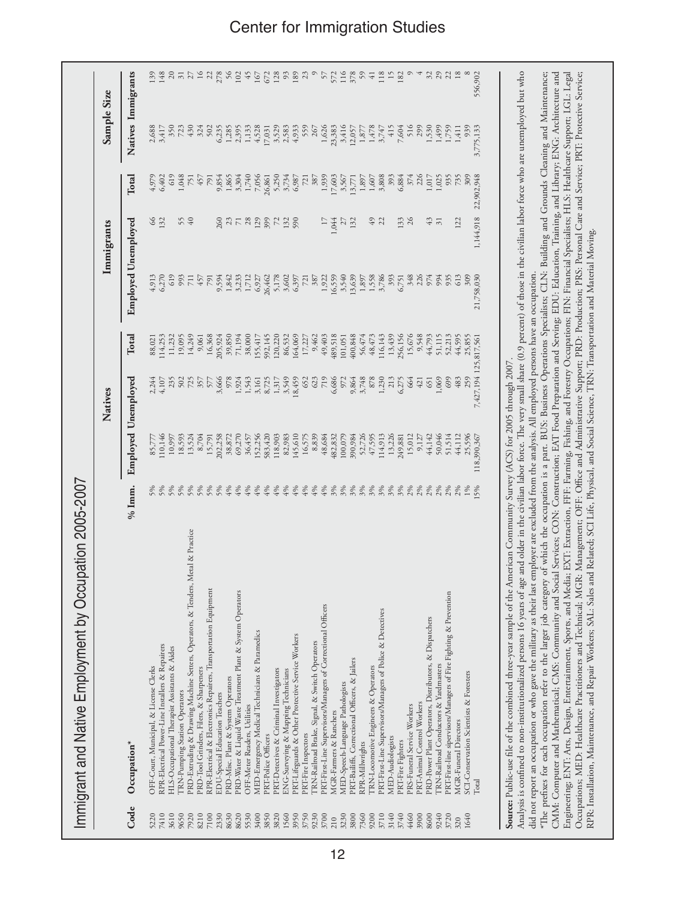# Immigrant and Native Employment by Occupation 2005-2007

| Code | Occupation* | % Imm. | Natives | | | Immigrants | | | Sample Size | |
|---|---|---|---|---|---|---|---|---|---|---|
| | | | Employed | Unemployed | Total | Employed | Unemployed | Total | Natives | Immigrants |
| 5220 | OFF-Court, Municipal, & License Clerks | 5% | 85,777 | 2,244 | 88,021 | 4,913 | 66 | 4,979 | 2,688 | 139 |
| 7410 | RPR-Electrical Power-Line Installers & Repairers | 5% | 110,146 | 4,107 | 114,253 | 6,270 | 132 | 6,402 | 3,417 | 148 |
| 3610 | HLS-Occupational Therapist Assistants & Aides | 5% | 10,997 | 235 | 11,232 | 619 | | 619 | 350 | 20 |
| 9650 | TRN-Pumping Station Operators | 5% | 18,593 | 502 | 19,095 | 993 | 55 | 1,048 | 723 | 31 |
| 7920 | PRD-Extruding & Drawing Machine Setters, Operators, & Tenders, Metal & Practice | 5% | 13,524 | 725 | 14,249 | 711 | 40 | 751 | 430 | 27 |
| 8210 | PRD-Tool Grinders, Filers, & Sharpeners | 5% | 8,704 | 357 | 9,061 | 457 | | 457 | 324 | 16 |
| 7100 | RPR-Electrical & Electronics Repairers, Transportation Equipment | 5% | 15,791 | 577 | 16,368 | 791 | | 791 | 502 | 22 |
| 2330 | EDU-Special Education Teachers | 5% | 202,258 | 3,666 | 205,924 | 9,594 | 260 | 9,854 | 6,235 | 278 |
| 8630 | PRD-Misc. Plant & System Operators | 4% | 38,872 | 978 | 39,850 | 1,842 | 23 | 1,865 | 1,285 | 56 |
| 8620 | PRD-Water & Liquid Waste Treatment Plant & System Operators | 4% | 69,270 | 1,924 | 71,194 | 3,233 | 71 | 3,304 | 2,395 | 102 |
| 5530 | OFF-Meter Readers, Utilities | 4% | 36,457 | 1,543 | 38,000 | 1,712 | 28 | 1,740 | 1,133 | 45 |
| 3400 | MED-Emergency Medical Technicians & Paramedics | 4% | 152,256 | 3,161 | 155,417 | 6,927 | 129 | 7,056 | 4,528 | 167 |
| 3850 | PRT-Police Officers | 4% | 583,420 | 8,725 | 592,145 | 26,462 | 399 | 26,861 | 17,031 | 672 |
| 3820 | PRT-Detectives & Criminal Investigators | 4% | 118,903 | 1,317 | 120,220 | 5,178 | 72 | 5,250 | 3,529 | 128 |
| 1560 | ENG-Surveying & Mapping Technicians | 4% | 82,983 | 3,549 | 86,532 | 3,602 | 132 | 3,734 | 2,583 | 93 |
| 3950 | PRT-Lifeguards & Other Protective Service Workers | 4% | 145,610 | 18,459 | 164,069 | 6,397 | 590 | 6,987 | 4,933 | 189 |
| 3750 | PRT-Fire Inspectors | 4% | 16,575 | 652 | 17,227 | 721 | | 721 | 559 | 23 |
| 9230 | TRN-Railroad Brake, Signal, & Switch Operators | 4% | 8,839 | 623 | 9,462 | 387 | | 387 | 267 | 9 |
| 3700 | PRT-First-Line Supervisors/Managers of Correctional Officers | 4% | 48,684 | 719 | 49,403 | 1,922 | 17 | 1,939 | 1,626 | 57 |
| 210 | MGR-Farmers & Ranchers | 3% | 482,832 | 6,686 | 489,518 | 16,559 | 1,044 | 17,603 | 23,383 | 572 |
| 3230 | MED-Speech-Language Pathologists | 3% | 100,079 | 972 | 101,051 | 3,540 | 27 | 3,567 | 3,416 | 116 |
| 3800 | PRT-Bailiffs, Correctional Officers, & Jailers | 3% | 390,984 | 9,864 | 400,848 | 13,639 | 132 | 13,771 | 12,057 | 378 |
| 7360 | RPR-Millwrights | 3% | 52,726 | 3,748 | 56,474 | 1,897 | | 1,897 | 1,877 | 59 |
| 9200 | TRN-Locomotive Engineers & Operators | 3% | 47,595 | 878 | 48,473 | 1,558 | 49 | 1,607 | 1,478 | 41 |
| 3710 | PRT-First-Line Supervisors/Managers of Police & Detectives | 3% | 114,913 | 1,230 | 116,143 | 3,786 | 22 | 3,808 | 3,747 | 118 |
| 3140 | MED-Audiologists | 3% | 13,226 | 213 | 13,439 | 393 | | 393 | 415 | 15 |
| 3740 | PRT-Fire Fighters | 3% | 249,881 | 6,275 | 256,156 | 6,751 | 133 | 6,884 | 7,604 | 182 |
| 4460 | PRS-Funeral Service Workers | 2% | 15,012 | 664 | 15,676 | 348 | 26 | 374 | 516 | 9 |
| 3900 | PRT-Animal Control Workers | 2% | 9,127 | 421 | 9,548 | 226 | | 226 | 299 | 4 |
| 8600 | PRD-Power Plant Operators, Distributors, & Dispatchers | 2% | 44,142 | 651 | 44,793 | 974 | 43 | 1,017 | 1,530 | 32 |
| 9240 | TRN-Railroad Conductors & Yardmasters | 2% | 50,046 | 1,069 | 51,115 | 994 | 31 | 1,025 | 1,499 | 29 |
| 3720 | PRT-First-line supervisors/Managers of Fire Fighting & Prevention | 2% | 51,514 | 699 | 52,213 | 935 | | 935 | 1,759 | 22 |
| 320 | MGR-Funeral Directors | 2% | 44,112 | 483 | 44,595 | 613 | 122 | 735 | 1,411 | 18 |
| 1640 | SCI-Conservation Scientists & Foresters | 1% | 25,596 | 259 | 25,855 | 309 | | 309 | 939 | 8 |
| | Total | 15% | 118,390,367 | 7,427,194 | 125,817,561 | 21,758,030 | 1,144,918 | 22,902,948 | 3,775,133 | 556,902 |

**Source:** Public-use file of the combined three-year sample of the American Community Survey (ACS) for 2005 through 2007.

Analysis is confined to non-institutionalized persons 16 years of age and older in the civilian labor force. The very small share (0.9 percent) of those in the civilian labor force who are unemployed but who did not report an occupation or who gave the military as their last employer are excluded from the analysis. All employed persons have an occupation.

*The prefixes for each occupation refer to the larger job category of which the occupation is a part. BUS: Business Operations Specialists; CLN: Building and Grounds Cleaning and Maintenance; CMM: Computer and Mathematical; CMS: Community and Social Services; CON: Construction; EAT Food Preparation and Serving; EDU: Education, Training, and Library; ENG: Architecture and Engineering; ENT: Arts, Design, Entertainment, Sports, and Media; EXT: Extraction, FFF: Farming, Fishing, and Forestry Occupations; FIN: Financial Specialists; HLS: Healthcare Support; LGL: Legal Occupations; MED: Healthcare Practitioners and Technical; MGR: Management; OFF: Office and Administrative Support; PRD: Production; PRS: Personal Care and Service; PRT: Protective Service; RPR: Installation, Maintenance, and Repair Workers; SAL: Sales and Related; SCI Life, Physical, and Social Science, TRN: Transportation and Material Moving.